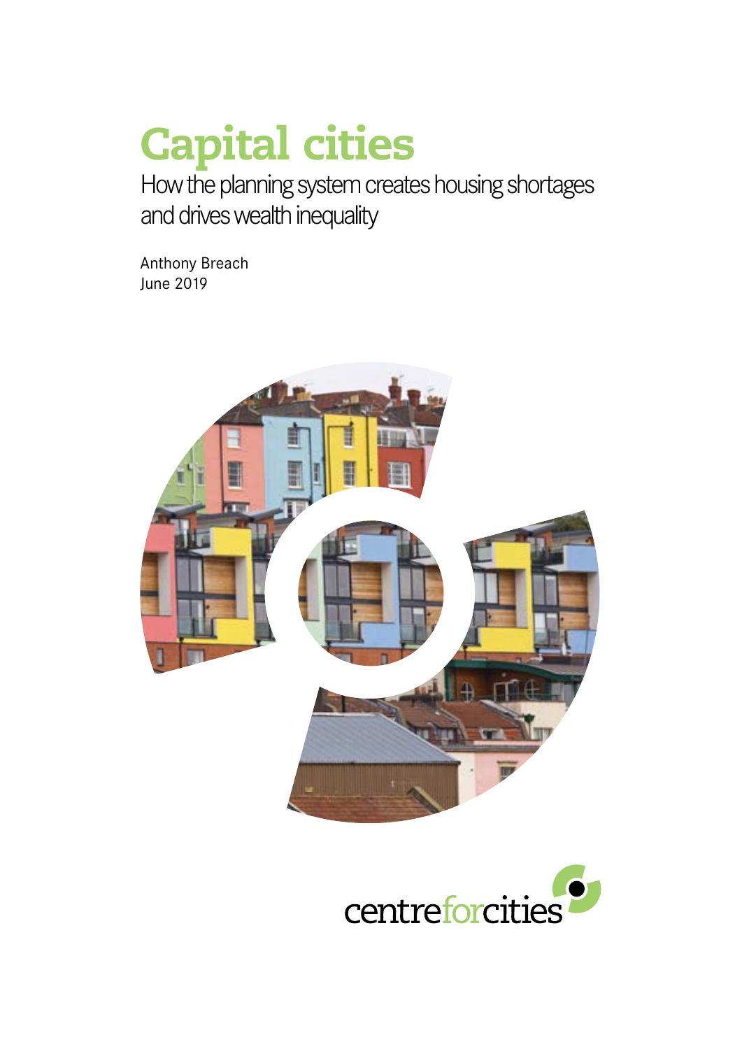# Capital cities

## How the planning system creates housing shortages and drives wealth inequality

Anthony Breach
June 2019

centreforcities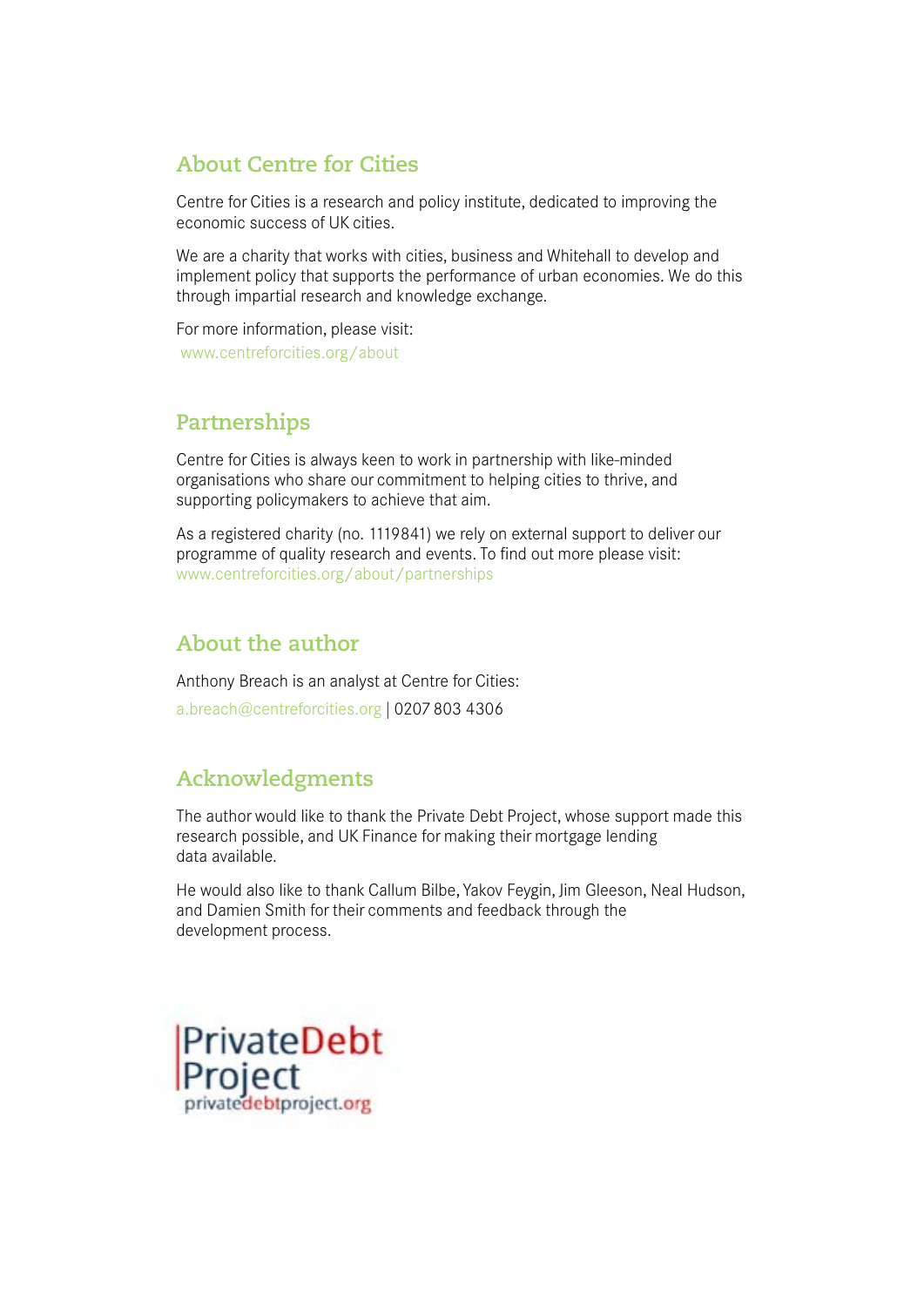## About Centre for Cities

Centre for Cities is a research and policy institute, dedicated to improving the economic success of UK cities.

We are a charity that works with cities, business and Whitehall to develop and implement policy that supports the performance of urban economies. We do this through impartial research and knowledge exchange.

For more information, please visit:
www.centreforcities.org/about

## Partnerships

Centre for Cities is always keen to work in partnership with like-minded organisations who share our commitment to helping cities to thrive, and supporting policymakers to achieve that aim.

As a registered charity (no. 1119841) we rely on external support to deliver our programme of quality research and events. To find out more please visit: www.centreforcities.org/about/partnerships

## About the author

Anthony Breach is an analyst at Centre for Cities:

a.breach@centreforcities.org | 0207 803 4306

## Acknowledgments

The author would like to thank the Private Debt Project, whose support made this research possible, and UK Finance for making their mortgage lending data available.

He would also like to thank Callum Bilbe, Yakov Feygin, Jim Gleeson, Neal Hudson, and Damien Smith for their comments and feedback through the development process.

PrivateDebt Project
privatedebtproject.org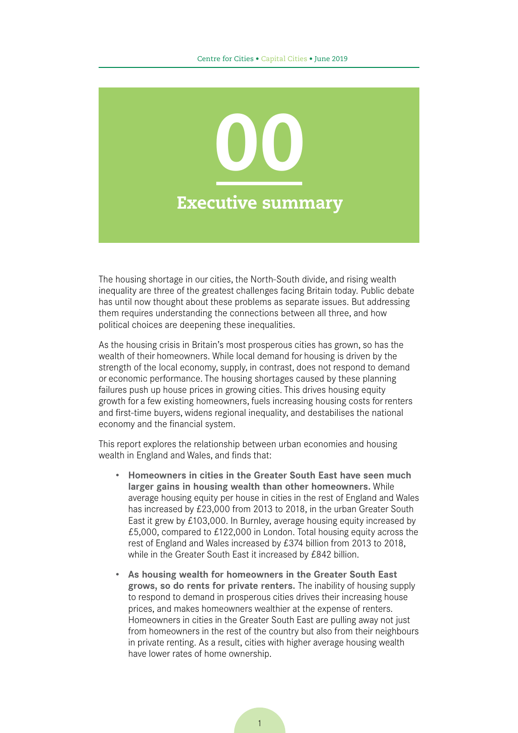# 00 Executive summary

The housing shortage in our cities, the North-South divide, and rising wealth inequality are three of the greatest challenges facing Britain today. Public debate has until now thought about these problems as separate issues. But addressing them requires understanding the connections between all three, and how political choices are deepening these inequalities.

As the housing crisis in Britain's most prosperous cities has grown, so has the wealth of their homeowners. While local demand for housing is driven by the strength of the local economy, supply, in contrast, does not respond to demand or economic performance. The housing shortages caused by these planning failures push up house prices in growing cities. This drives housing equity growth for a few existing homeowners, fuels increasing housing costs for renters and first-time buyers, widens regional inequality, and destabilises the national economy and the financial system.

This report explores the relationship between urban economies and housing wealth in England and Wales, and finds that:

- **Homeowners in cities in the Greater South East have seen much larger gains in housing wealth than other homeowners.** While average housing equity per house in cities in the rest of England and Wales has increased by £23,000 from 2013 to 2018, in the urban Greater South East it grew by £103,000. In Burnley, average housing equity increased by £5,000, compared to £122,000 in London. Total housing equity across the rest of England and Wales increased by £374 billion from 2013 to 2018, while in the Greater South East it increased by £842 billion.
- **As housing wealth for homeowners in the Greater South East grows, so do rents for private renters.** The inability of housing supply to respond to demand in prosperous cities drives their increasing house prices, and makes homeowners wealthier at the expense of renters. Homeowners in cities in the Greater South East are pulling away not just from homeowners in the rest of the country but also from their neighbours in private renting. As a result, cities with higher average housing wealth have lower rates of home ownership.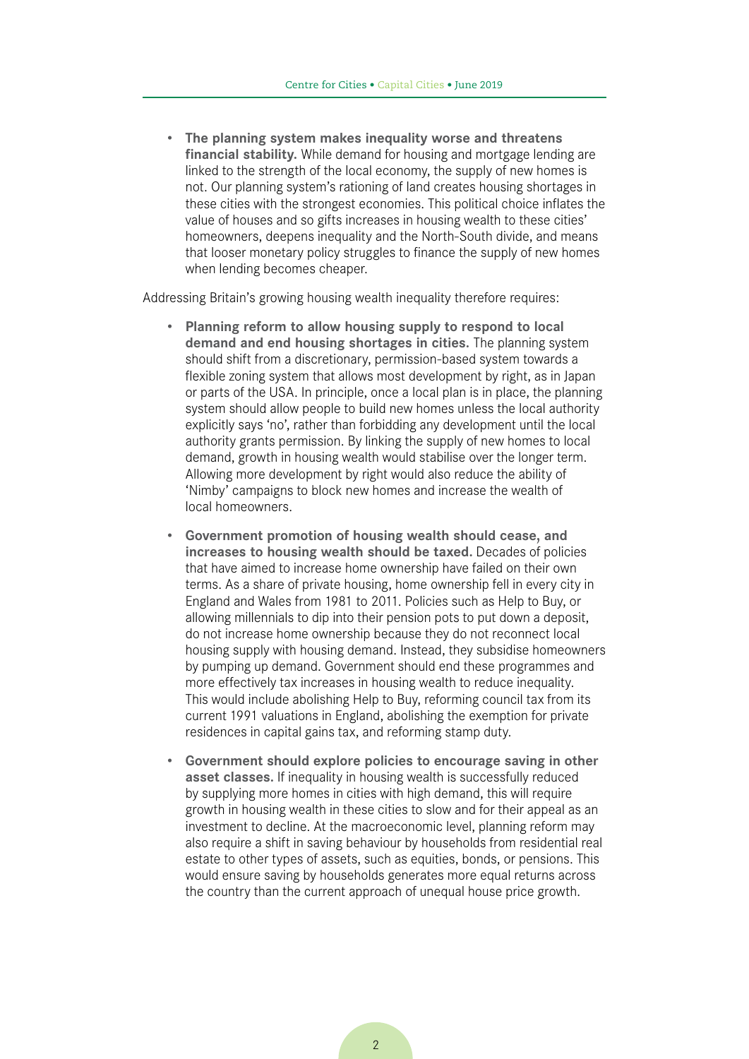- **The planning system makes inequality worse and threatens financial stability.** While demand for housing and mortgage lending are linked to the strength of the local economy, the supply of new homes is not. Our planning system's rationing of land creates housing shortages in these cities with the strongest economies. This political choice inflates the value of houses and so gifts increases in housing wealth to these cities' homeowners, deepens inequality and the North-South divide, and means that looser monetary policy struggles to finance the supply of new homes when lending becomes cheaper.

Addressing Britain's growing housing wealth inequality therefore requires:

- **Planning reform to allow housing supply to respond to local demand and end housing shortages in cities.** The planning system should shift from a discretionary, permission-based system towards a flexible zoning system that allows most development by right, as in Japan or parts of the USA. In principle, once a local plan is in place, the planning system should allow people to build new homes unless the local authority explicitly says 'no', rather than forbidding any development until the local authority grants permission. By linking the supply of new homes to local demand, growth in housing wealth would stabilise over the longer term. Allowing more development by right would also reduce the ability of 'Nimby' campaigns to block new homes and increase the wealth of local homeowners.

- **Government promotion of housing wealth should cease, and increases to housing wealth should be taxed.** Decades of policies that have aimed to increase home ownership have failed on their own terms. As a share of private housing, home ownership fell in every city in England and Wales from 1981 to 2011. Policies such as Help to Buy, or allowing millennials to dip into their pension pots to put down a deposit, do not increase home ownership because they do not reconnect local housing supply with housing demand. Instead, they subsidise homeowners by pumping up demand. Government should end these programmes and more effectively tax increases in housing wealth to reduce inequality. This would include abolishing Help to Buy, reforming council tax from its current 1991 valuations in England, abolishing the exemption for private residences in capital gains tax, and reforming stamp duty.

- **Government should explore policies to encourage saving in other asset classes.** If inequality in housing wealth is successfully reduced by supplying more homes in cities with high demand, this will require growth in housing wealth in these cities to slow and for their appeal as an investment to decline. At the macroeconomic level, planning reform may also require a shift in saving behaviour by households from residential real estate to other types of assets, such as equities, bonds, or pensions. This would ensure saving by households generates more equal returns across the country than the current approach of unequal house price growth.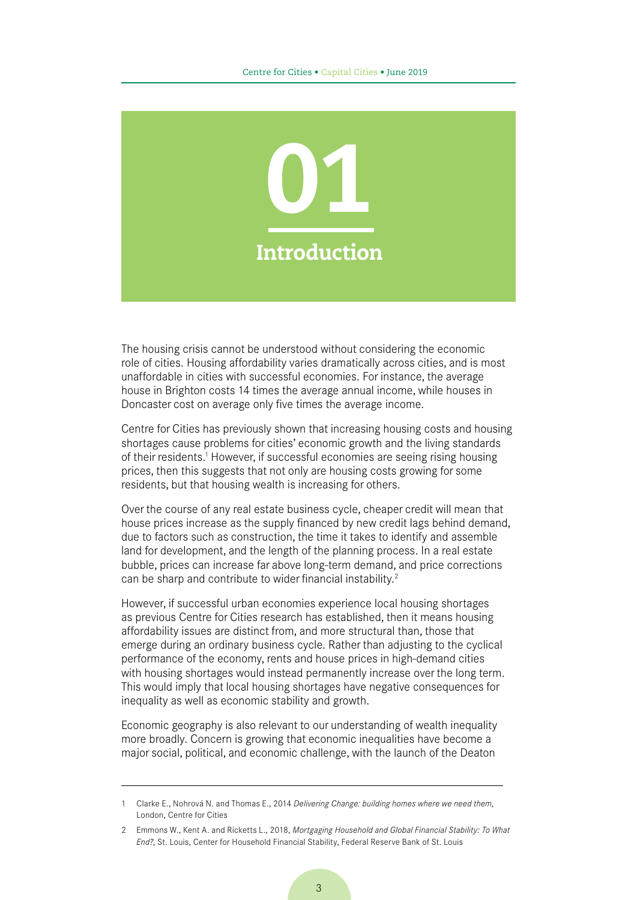# 01 Introduction

The housing crisis cannot be understood without considering the economic role of cities. Housing affordability varies dramatically across cities, and is most unaffordable in cities with successful economies. For instance, the average house in Brighton costs 14 times the average annual income, while houses in Doncaster cost on average only five times the average income.

Centre for Cities has previously shown that increasing housing costs and housing shortages cause problems for cities' economic growth and the living standards of their residents.[1] However, if successful economies are seeing rising housing prices, then this suggests that not only are housing costs growing for some residents, but that housing wealth is increasing for others.

Over the course of any real estate business cycle, cheaper credit will mean that house prices increase as the supply financed by new credit lags behind demand, due to factors such as construction, the time it takes to identify and assemble land for development, and the length of the planning process. In a real estate bubble, prices can increase far above long-term demand, and price corrections can be sharp and contribute to wider financial instability.[2]

However, if successful urban economies experience local housing shortages as previous Centre for Cities research has established, then it means housing affordability issues are distinct from, and more structural than, those that emerge during an ordinary business cycle. Rather than adjusting to the cyclical performance of the economy, rents and house prices in high-demand cities with housing shortages would instead permanently increase over the long term. This would imply that local housing shortages have negative consequences for inequality as well as economic stability and growth.

Economic geography is also relevant to our understanding of wealth inequality more broadly. Concern is growing that economic inequalities have become a major social, political, and economic challenge, with the launch of the Deaton

---

1 Clarke E., Nohrová N. and Thomas E., 2014 *Delivering Change: building homes where we need them*, London, Centre for Cities

2 Emmons W., Kent A. and Ricketts L., 2018, *Mortgaging Household and Global Financial Stability: To What End?*, St. Louis, Center for Household Financial Stability, Federal Reserve Bank of St. Louis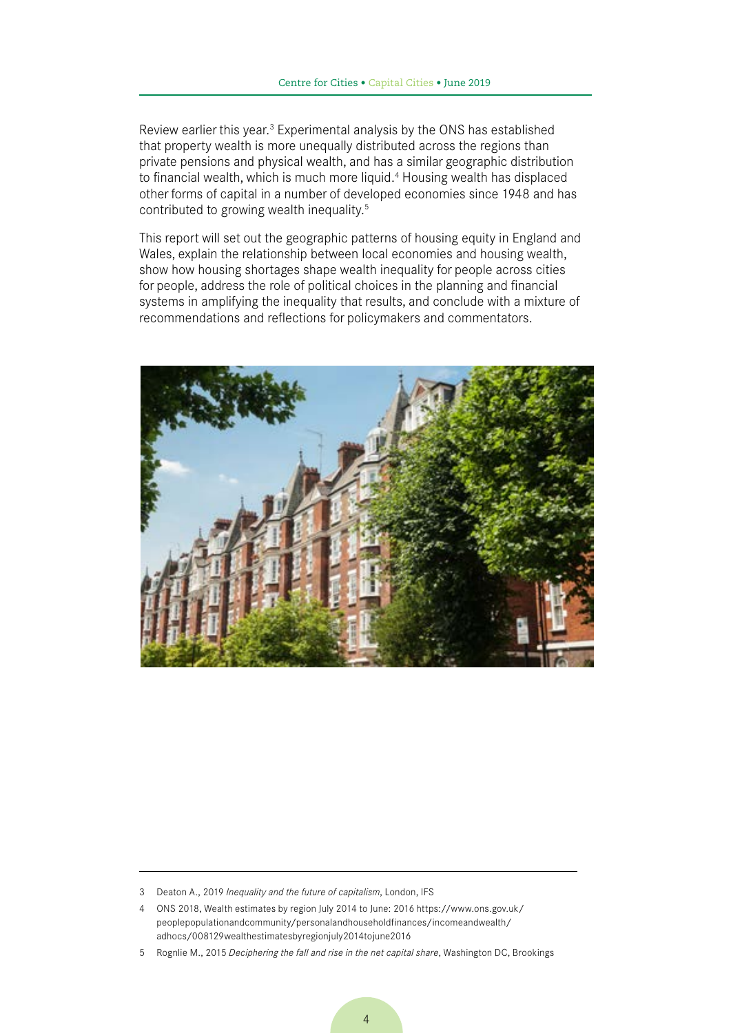Review earlier this year.[3] Experimental analysis by the ONS has established that property wealth is more unequally distributed across the regions than private pensions and physical wealth, and has a similar geographic distribution to financial wealth, which is much more liquid.[4] Housing wealth has displaced other forms of capital in a number of developed economies since 1948 and has contributed to growing wealth inequality.[5]

This report will set out the geographic patterns of housing equity in England and Wales, explain the relationship between local economies and housing wealth, show how housing shortages shape wealth inequality for people across cities for people, address the role of political choices in the planning and financial systems in amplifying the inequality that results, and conclude with a mixture of recommendations and reflections for policymakers and commentators.

---

3 Deaton A., 2019 *Inequality and the future of capitalism*, London, IFS

4 ONS 2018, Wealth estimates by region July 2014 to June: 2016 https://www.ons.gov.uk/peoplepopulationandcommunity/personalandhouseholdfinances/incomeandwealth/adhocs/008129wealthestimatesbyregionjuly2014tojune2016

5 Rognlie M., 2015 *Deciphering the fall and rise in the net capital share*, Washington DC, Brookings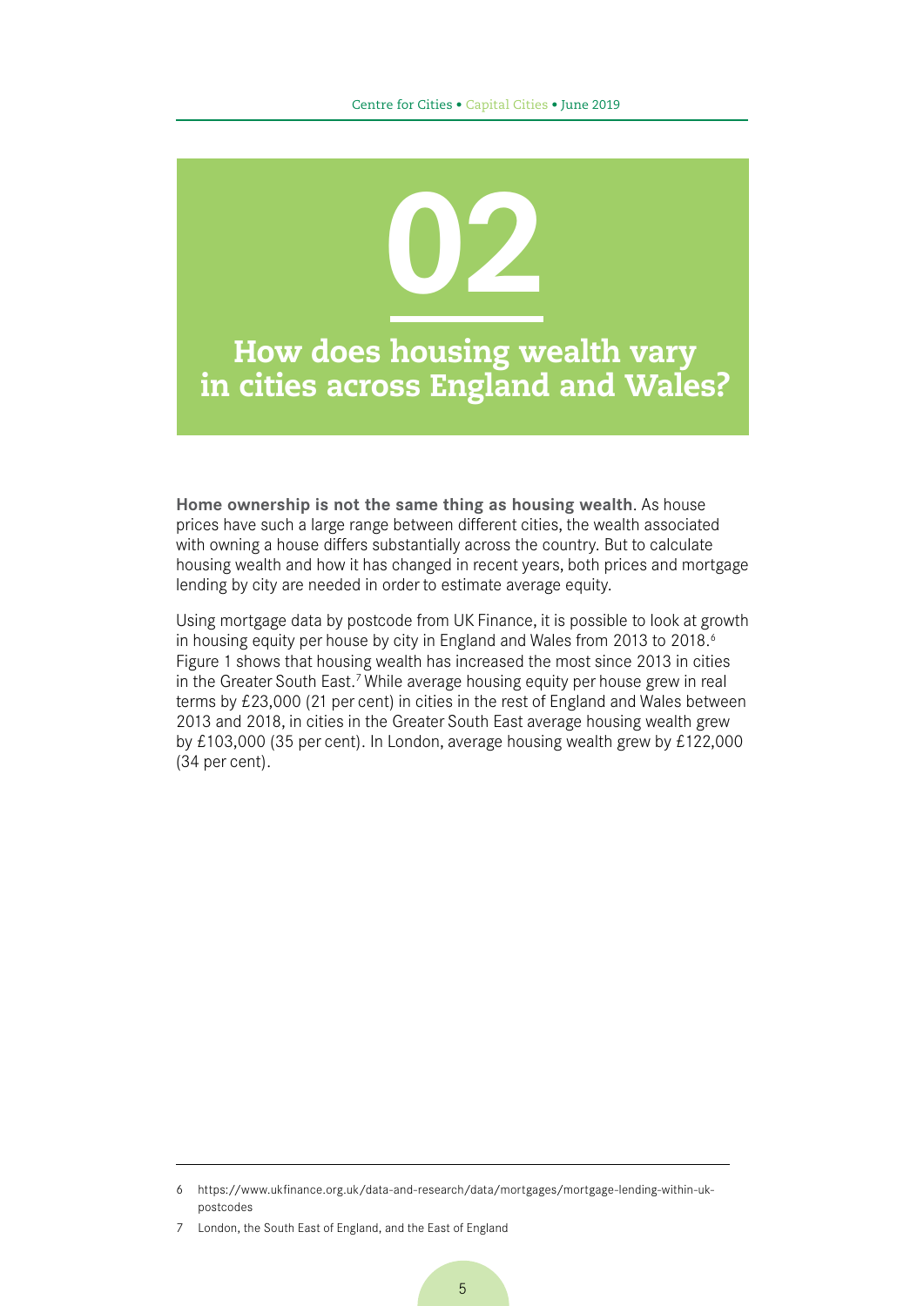# 02

## How does housing wealth vary in cities across England and Wales?

**Home ownership is not the same thing as housing wealth**. As house prices have such a large range between different cities, the wealth associated with owning a house differs substantially across the country. But to calculate housing wealth and how it has changed in recent years, both prices and mortgage lending by city are needed in order to estimate average equity.

Using mortgage data by postcode from UK Finance, it is possible to look at growth in housing equity per house by city in England and Wales from 2013 to 2018.[6] Figure 1 shows that housing wealth has increased the most since 2013 in cities in the Greater South East.[7] While average housing equity per house grew in real terms by £23,000 (21 per cent) in cities in the rest of England and Wales between 2013 and 2018, in cities in the Greater South East average housing wealth grew by £103,000 (35 per cent). In London, average housing wealth grew by £122,000 (34 per cent).

---

6 https://www.ukfinance.org.uk/data-and-research/data/mortgages/mortgage-lending-within-uk-postcodes

7 London, the South East of England, and the East of England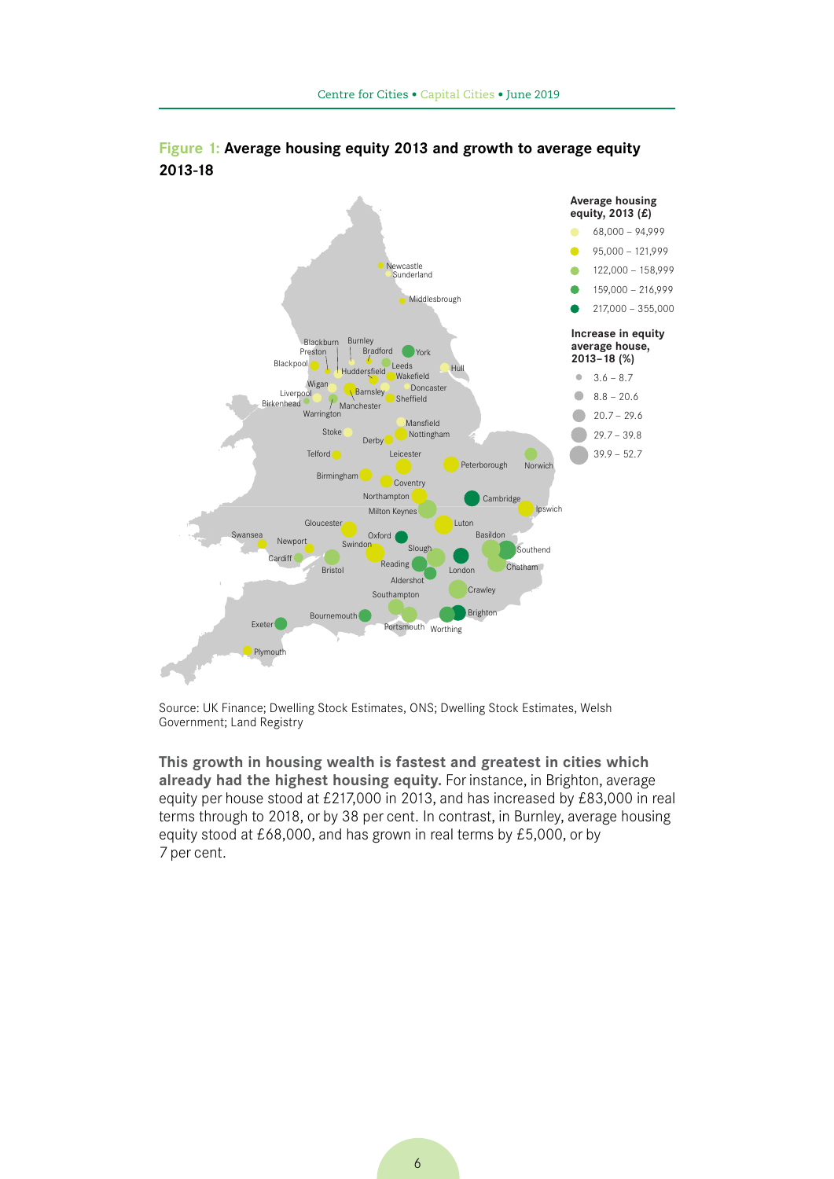**Figure 1: Average housing equity 2013 and growth to average equity 2013-18**

Source: UK Finance; Dwelling Stock Estimates, ONS; Dwelling Stock Estimates, Welsh Government; Land Registry

**This growth in housing wealth is fastest and greatest in cities which already had the highest housing equity.** For instance, in Brighton, average equity per house stood at £217,000 in 2013, and has increased by £83,000 in real terms through to 2018, or by 38 per cent. In contrast, in Burnley, average housing equity stood at £68,000, and has grown in real terms by £5,000, or by 7 per cent.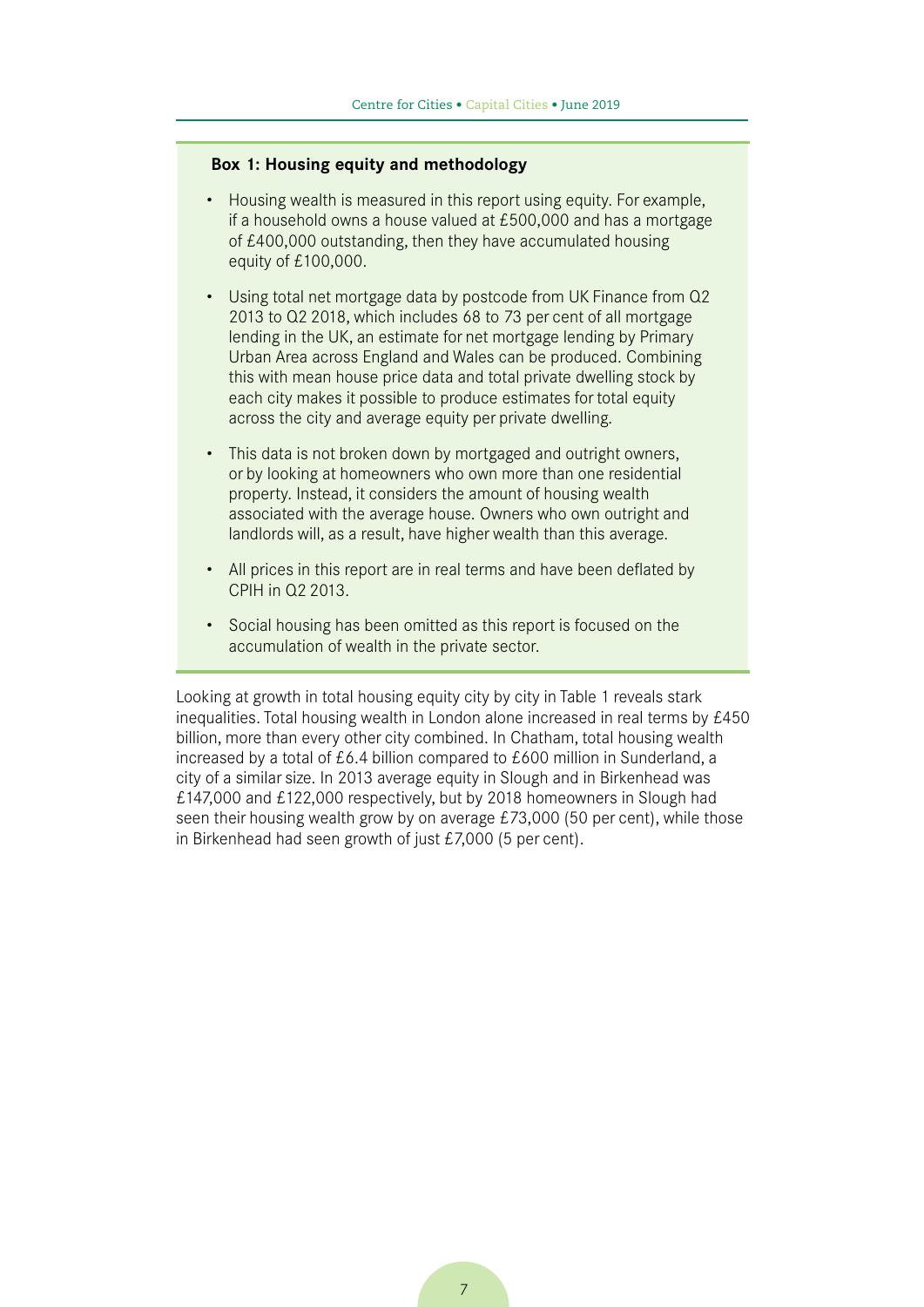**Box 1: Housing equity and methodology**

- Housing wealth is measured in this report using equity. For example, if a household owns a house valued at £500,000 and has a mortgage of £400,000 outstanding, then they have accumulated housing equity of £100,000.
- Using total net mortgage data by postcode from UK Finance from Q2 2013 to Q2 2018, which includes 68 to 73 per cent of all mortgage lending in the UK, an estimate for net mortgage lending by Primary Urban Area across England and Wales can be produced. Combining this with mean house price data and total private dwelling stock by each city makes it possible to produce estimates for total equity across the city and average equity per private dwelling.
- This data is not broken down by mortgaged and outright owners, or by looking at homeowners who own more than one residential property. Instead, it considers the amount of housing wealth associated with the average house. Owners who own outright and landlords will, as a result, have higher wealth than this average.
- All prices in this report are in real terms and have been deflated by CPIH in Q2 2013.
- Social housing has been omitted as this report is focused on the accumulation of wealth in the private sector.

Looking at growth in total housing equity city by city in Table 1 reveals stark inequalities. Total housing wealth in London alone increased in real terms by £450 billion, more than every other city combined. In Chatham, total housing wealth increased by a total of £6.4 billion compared to £600 million in Sunderland, a city of a similar size. In 2013 average equity in Slough and in Birkenhead was £147,000 and £122,000 respectively, but by 2018 homeowners in Slough had seen their housing wealth grow by on average £73,000 (50 per cent), while those in Birkenhead had seen growth of just £7,000 (5 per cent).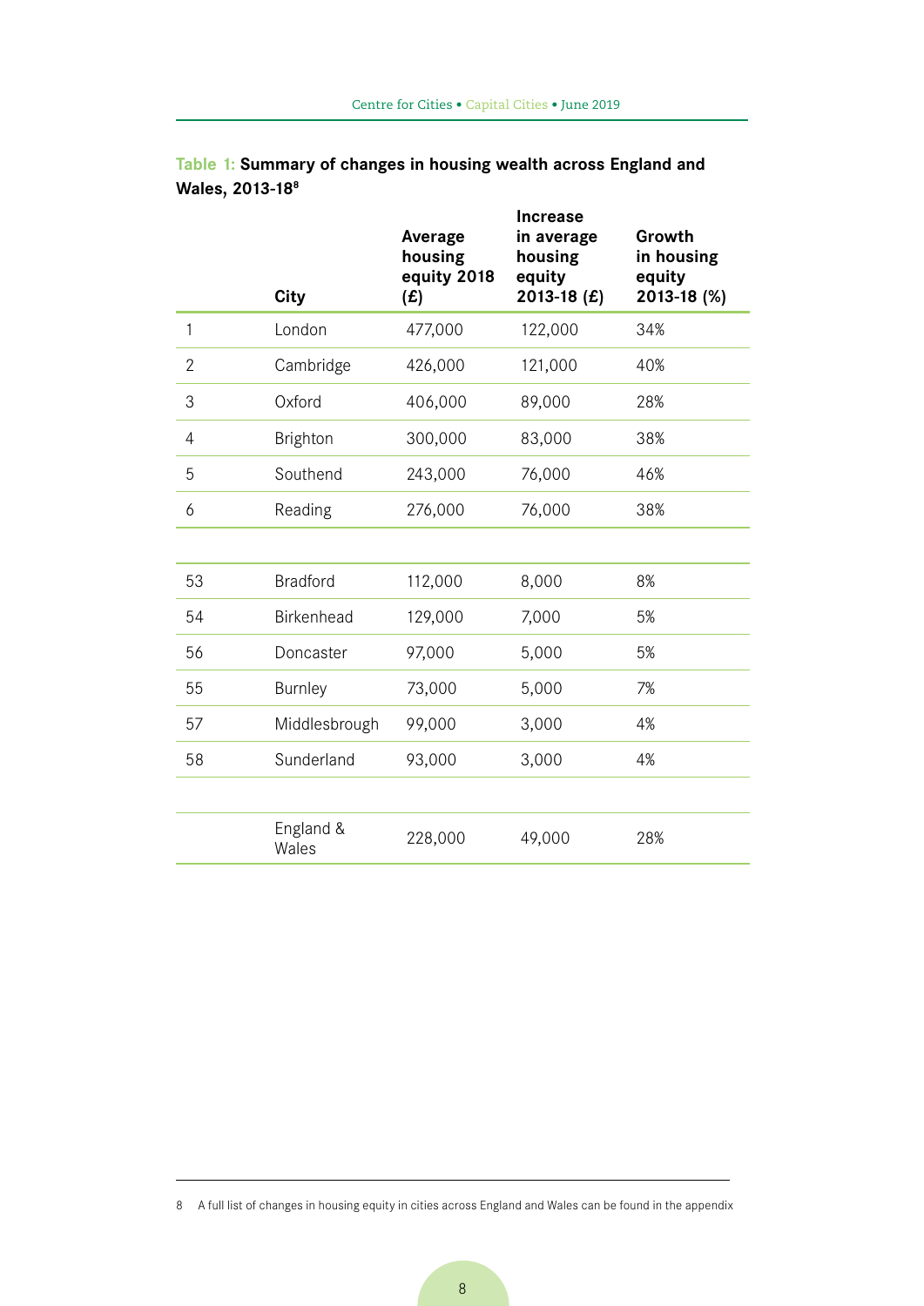**Table 1: Summary of changes in housing wealth across England and Wales, 2013-18**[8]

| | City | Average housing equity 2018 (£) | Increase in average housing equity 2013-18 (£) | Growth in housing equity 2013-18 (%) |
|---|---|---|---|---|
| 1 | London | 477,000 | 122,000 | 34% |
| 2 | Cambridge | 426,000 | 121,000 | 40% |
| 3 | Oxford | 406,000 | 89,000 | 28% |
| 4 | Brighton | 300,000 | 83,000 | 38% |
| 5 | Southend | 243,000 | 76,000 | 46% |
| 6 | Reading | 276,000 | 76,000 | 38% |
| | | | | |
| 53 | Bradford | 112,000 | 8,000 | 8% |
| 54 | Birkenhead | 129,000 | 7,000 | 5% |
| 56 | Doncaster | 97,000 | 5,000 | 5% |
| 55 | Burnley | 73,000 | 5,000 | 7% |
| 57 | Middlesbrough | 99,000 | 3,000 | 4% |
| 58 | Sunderland | 93,000 | 3,000 | 4% |
| | | | | |
| | England & Wales | 228,000 | 49,000 | 28% |

8 A full list of changes in housing equity in cities across England and Wales can be found in the appendix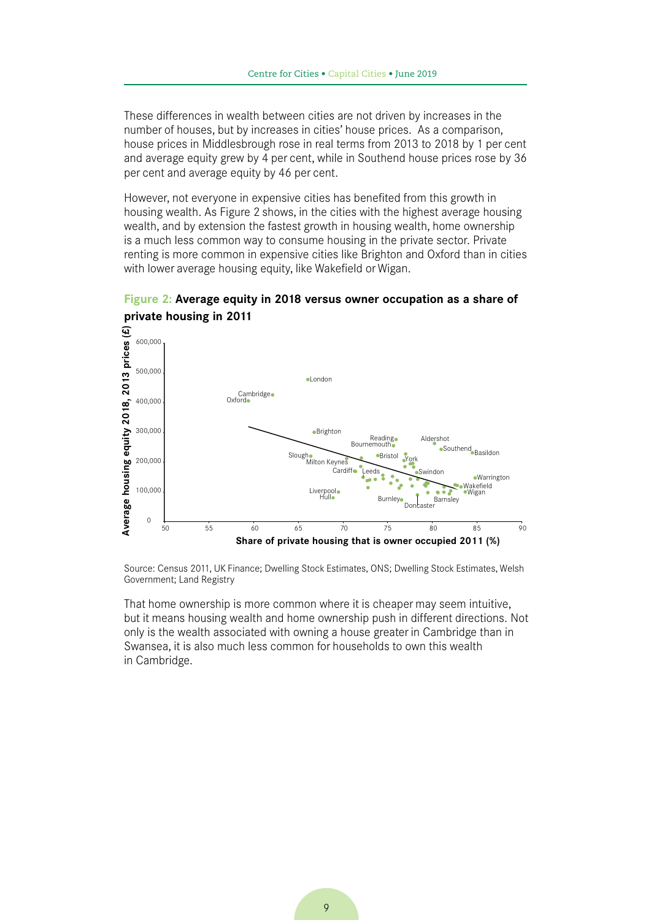These differences in wealth between cities are not driven by increases in the number of houses, but by increases in cities' house prices. As a comparison, house prices in Middlesbrough rose in real terms from 2013 to 2018 by 1 per cent and average equity grew by 4 per cent, while in Southend house prices rose by 36 per cent and average equity by 46 per cent.

However, not everyone in expensive cities has benefited from this growth in housing wealth. As Figure 2 shows, in the cities with the highest average housing wealth, and by extension the fastest growth in housing wealth, home ownership is a much less common way to consume housing in the private sector. Private renting is more common in expensive cities like Brighton and Oxford than in cities with lower average housing equity, like Wakefield or Wigan.

**Figure 2: Average equity in 2018 versus owner occupation as a share of private housing in 2011**

Source: Census 2011, UK Finance; Dwelling Stock Estimates, ONS; Dwelling Stock Estimates, Welsh Government; Land Registry

That home ownership is more common where it is cheaper may seem intuitive, but it means housing wealth and home ownership push in different directions. Not only is the wealth associated with owning a house greater in Cambridge than in Swansea, it is also much less common for households to own this wealth in Cambridge.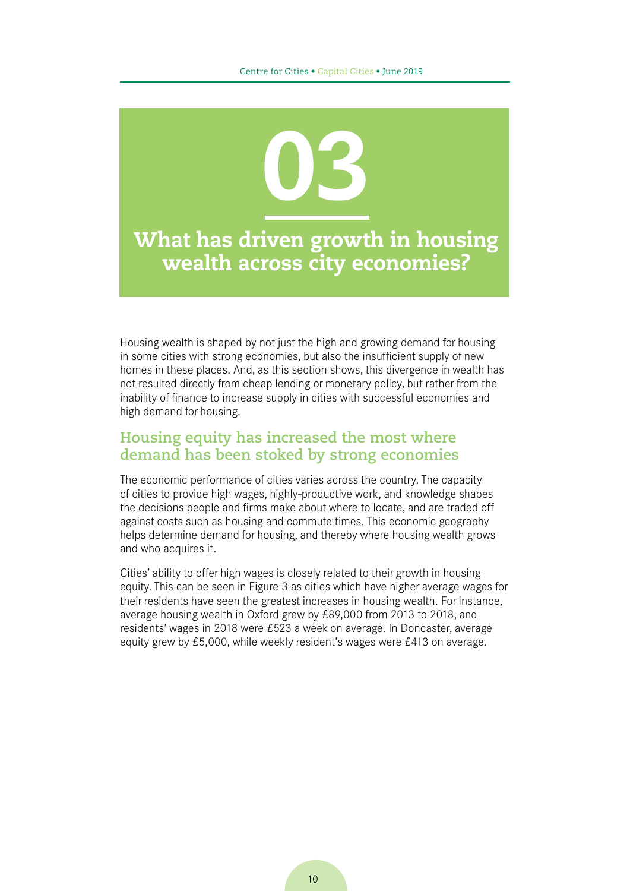# 03

# What has driven growth in housing wealth across city economies?

Housing wealth is shaped by not just the high and growing demand for housing in some cities with strong economies, but also the insufficient supply of new homes in these places. And, as this section shows, this divergence in wealth has not resulted directly from cheap lending or monetary policy, but rather from the inability of finance to increase supply in cities with successful economies and high demand for housing.

## Housing equity has increased the most where demand has been stoked by strong economies

The economic performance of cities varies across the country. The capacity of cities to provide high wages, highly-productive work, and knowledge shapes the decisions people and firms make about where to locate, and are traded off against costs such as housing and commute times. This economic geography helps determine demand for housing, and thereby where housing wealth grows and who acquires it.

Cities' ability to offer high wages is closely related to their growth in housing equity. This can be seen in Figure 3 as cities which have higher average wages for their residents have seen the greatest increases in housing wealth. For instance, average housing wealth in Oxford grew by £89,000 from 2013 to 2018, and residents' wages in 2018 were £523 a week on average. In Doncaster, average equity grew by £5,000, while weekly resident's wages were £413 on average.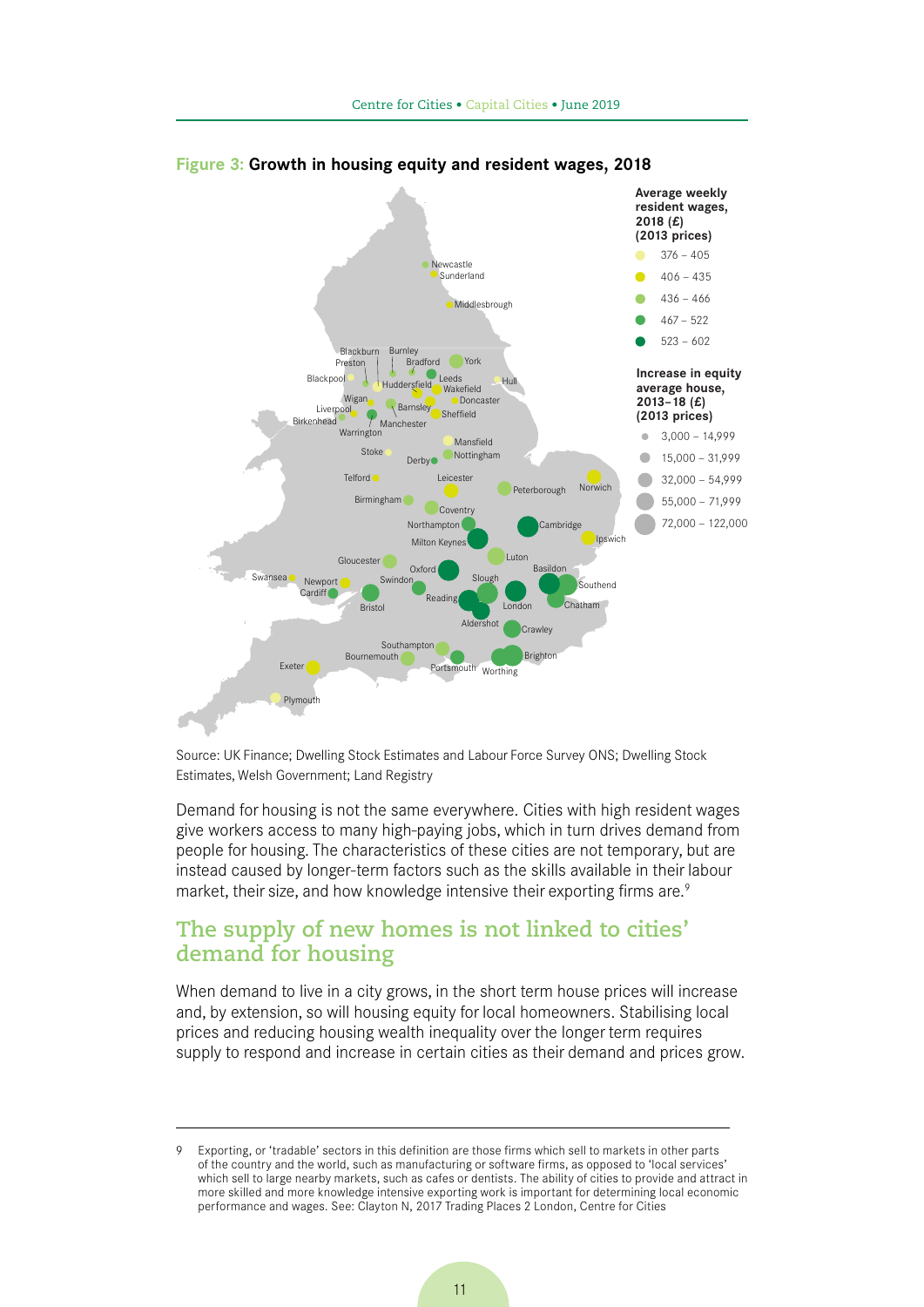**Figure 3: Growth in housing equity and resident wages, 2018**

Average weekly resident wages, 2018 (£) (2013 prices)

- 376 – 405
- 406 – 435
- 436 – 466
- 467 – 522
- 523 – 602

Increase in equity average house, 2013–18 (£) (2013 prices)

- 3,000 – 14,999
- 15,000 – 31,999
- 32,000 – 54,999
- 55,000 – 71,999
- 72,000 – 122,000

Source: UK Finance; Dwelling Stock Estimates and Labour Force Survey ONS; Dwelling Stock Estimates, Welsh Government; Land Registry

Demand for housing is not the same everywhere. Cities with high resident wages give workers access to many high-paying jobs, which in turn drives demand from people for housing. The characteristics of these cities are not temporary, but are instead caused by longer-term factors such as the skills available in their labour market, their size, and how knowledge intensive their exporting firms are.[9]

## The supply of new homes is not linked to cities' demand for housing

When demand to live in a city grows, in the short term house prices will increase and, by extension, so will housing equity for local homeowners. Stabilising local prices and reducing housing wealth inequality over the longer term requires supply to respond and increase in certain cities as their demand and prices grow.

9 Exporting, or 'tradable' sectors in this definition are those firms which sell to markets in other parts of the country and the world, such as manufacturing or software firms, as opposed to 'local services' which sell to large nearby markets, such as cafes or dentists. The ability of cities to provide and attract in more skilled and more knowledge intensive exporting work is important for determining local economic performance and wages. See: Clayton N, 2017 Trading Places 2 London, Centre for Cities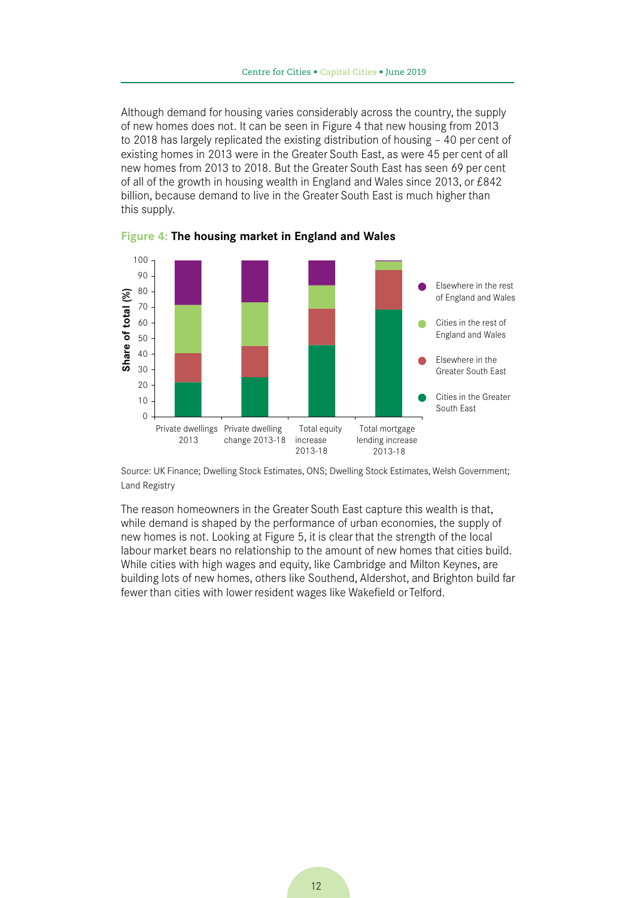Although demand for housing varies considerably across the country, the supply of new homes does not. It can be seen in Figure 4 that new housing from 2013 to 2018 has largely replicated the existing distribution of housing – 40 per cent of existing homes in 2013 were in the Greater South East, as were 45 per cent of all new homes from 2013 to 2018. But the Greater South East has seen 69 per cent of all of the growth in housing wealth in England and Wales since 2013, or £842 billion, because demand to live in the Greater South East is much higher than this supply.

**Figure 4: The housing market in England and Wales**

Source: UK Finance; Dwelling Stock Estimates, ONS; Dwelling Stock Estimates, Welsh Government; Land Registry

The reason homeowners in the Greater South East capture this wealth is that, while demand is shaped by the performance of urban economies, the supply of new homes is not. Looking at Figure 5, it is clear that the strength of the local labour market bears no relationship to the amount of new homes that cities build. While cities with high wages and equity, like Cambridge and Milton Keynes, are building lots of new homes, others like Southend, Aldershot, and Brighton build far fewer than cities with lower resident wages like Wakefield or Telford.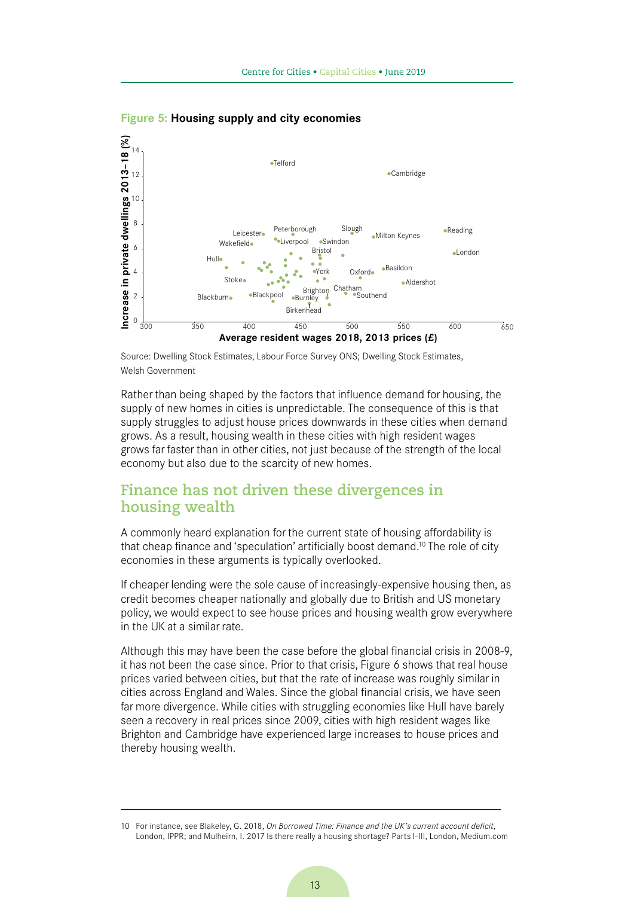**Figure 5:** **Housing supply and city economies**

Source: Dwelling Stock Estimates, Labour Force Survey ONS; Dwelling Stock Estimates, Welsh Government

Rather than being shaped by the factors that influence demand for housing, the supply of new homes in cities is unpredictable. The consequence of this is that supply struggles to adjust house prices downwards in these cities when demand grows. As a result, housing wealth in these cities with high resident wages grows far faster than in other cities, not just because of the strength of the local economy but also due to the scarcity of new homes.

## Finance has not driven these divergences in housing wealth

A commonly heard explanation for the current state of housing affordability is that cheap finance and 'speculation' artificially boost demand.[10] The role of city economies in these arguments is typically overlooked.

If cheaper lending were the sole cause of increasingly-expensive housing then, as credit becomes cheaper nationally and globally due to British and US monetary policy, we would expect to see house prices and housing wealth grow everywhere in the UK at a similar rate.

Although this may have been the case before the global financial crisis in 2008-9, it has not been the case since. Prior to that crisis, Figure 6 shows that real house prices varied between cities, but that the rate of increase was roughly similar in cities across England and Wales. Since the global financial crisis, we have seen far more divergence. While cities with struggling economies like Hull have barely seen a recovery in real prices since 2009, cities with high resident wages like Brighton and Cambridge have experienced large increases to house prices and thereby housing wealth.

10 For instance, see Blakeley, G. 2018, *On Borrowed Time: Finance and the UK's current account deficit*, London, IPPR; and Mulheirn, I. 2017 Is there really a housing shortage? Parts I-III, London, Medium.com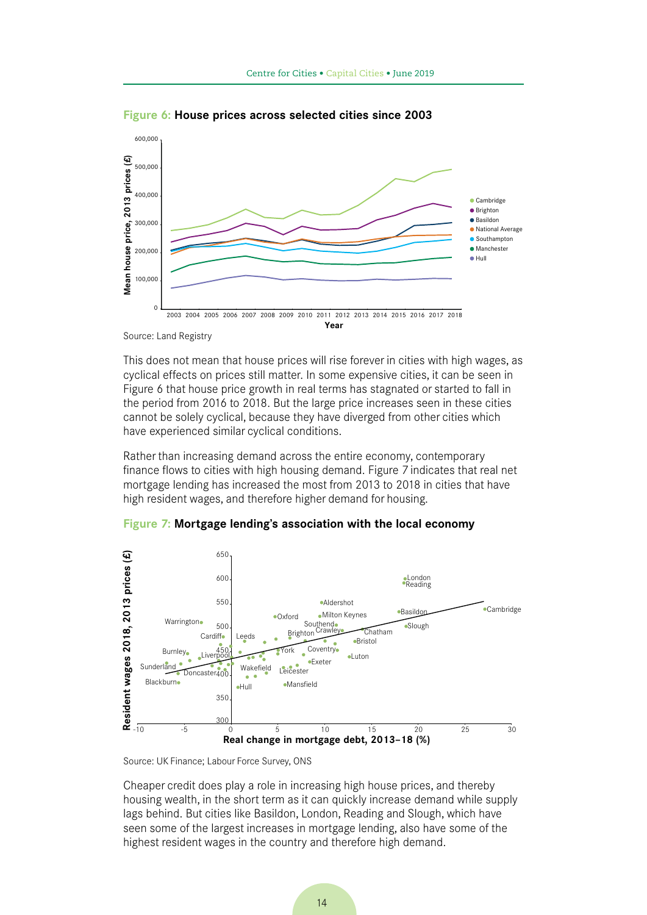**Figure 6: House prices across selected cities since 2003**

Source: Land Registry

This does not mean that house prices will rise forever in cities with high wages, as cyclical effects on prices still matter. In some expensive cities, it can be seen in Figure 6 that house price growth in real terms has stagnated or started to fall in the period from 2016 to 2018. But the large price increases seen in these cities cannot be solely cyclical, because they have diverged from other cities which have experienced similar cyclical conditions.

Rather than increasing demand across the entire economy, contemporary finance flows to cities with high housing demand. Figure 7 indicates that real net mortgage lending has increased the most from 2013 to 2018 in cities that have high resident wages, and therefore higher demand for housing.

**Figure 7: Mortgage lending's association with the local economy**

Source: UK Finance; Labour Force Survey, ONS

Cheaper credit does play a role in increasing high house prices, and thereby housing wealth, in the short term as it can quickly increase demand while supply lags behind. But cities like Basildon, London, Reading and Slough, which have seen some of the largest increases in mortgage lending, also have some of the highest resident wages in the country and therefore high demand.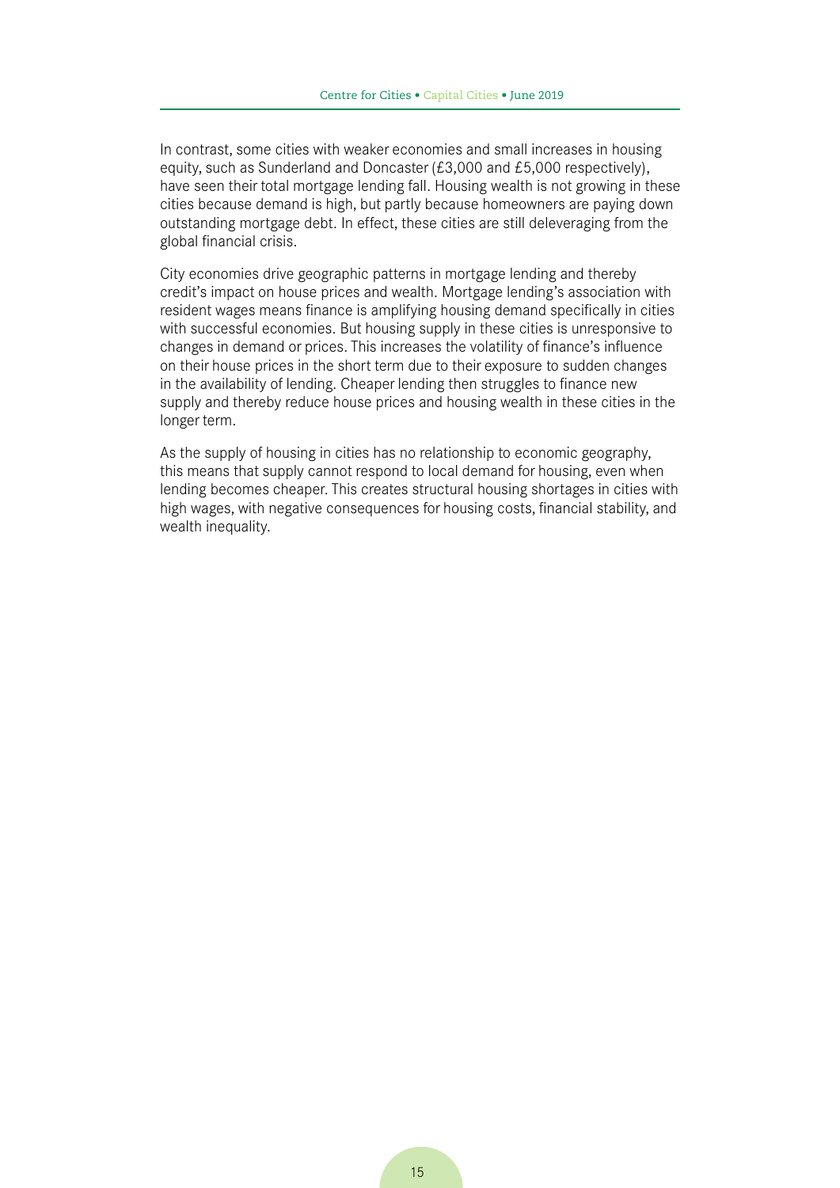In contrast, some cities with weaker economies and small increases in housing equity, such as Sunderland and Doncaster (£3,000 and £5,000 respectively), have seen their total mortgage lending fall. Housing wealth is not growing in these cities because demand is high, but partly because homeowners are paying down outstanding mortgage debt. In effect, these cities are still deleveraging from the global financial crisis.

City economies drive geographic patterns in mortgage lending and thereby credit's impact on house prices and wealth. Mortgage lending's association with resident wages means finance is amplifying housing demand specifically in cities with successful economies. But housing supply in these cities is unresponsive to changes in demand or prices. This increases the volatility of finance's influence on their house prices in the short term due to their exposure to sudden changes in the availability of lending. Cheaper lending then struggles to finance new supply and thereby reduce house prices and housing wealth in these cities in the longer term.

As the supply of housing in cities has no relationship to economic geography, this means that supply cannot respond to local demand for housing, even when lending becomes cheaper. This creates structural housing shortages in cities with high wages, with negative consequences for housing costs, financial stability, and wealth inequality.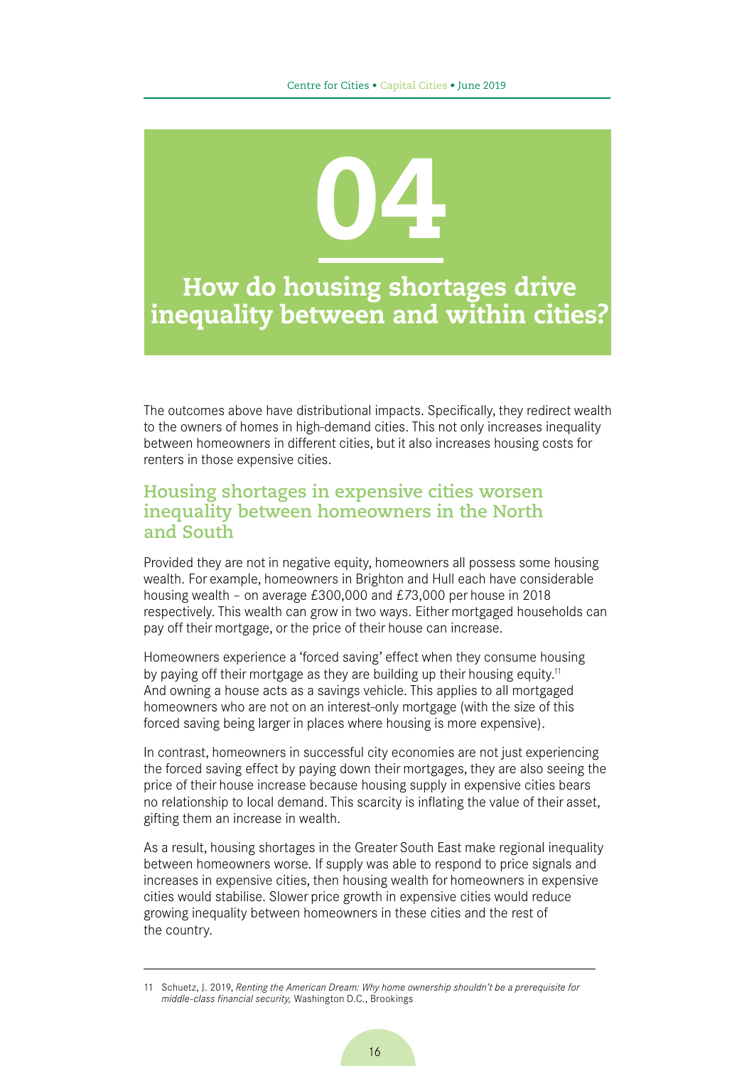# 04

# How do housing shortages drive inequality between and within cities?

The outcomes above have distributional impacts. Specifically, they redirect wealth to the owners of homes in high-demand cities. This not only increases inequality between homeowners in different cities, but it also increases housing costs for renters in those expensive cities.

## Housing shortages in expensive cities worsen inequality between homeowners in the North and South

Provided they are not in negative equity, homeowners all possess some housing wealth. For example, homeowners in Brighton and Hull each have considerable housing wealth – on average £300,000 and £73,000 per house in 2018 respectively. This wealth can grow in two ways. Either mortgaged households can pay off their mortgage, or the price of their house can increase.

Homeowners experience a 'forced saving' effect when they consume housing by paying off their mortgage as they are building up their housing equity.[11] And owning a house acts as a savings vehicle. This applies to all mortgaged homeowners who are not on an interest-only mortgage (with the size of this forced saving being larger in places where housing is more expensive).

In contrast, homeowners in successful city economies are not just experiencing the forced saving effect by paying down their mortgages, they are also seeing the price of their house increase because housing supply in expensive cities bears no relationship to local demand. This scarcity is inflating the value of their asset, gifting them an increase in wealth.

As a result, housing shortages in the Greater South East make regional inequality between homeowners worse. If supply was able to respond to price signals and increases in expensive cities, then housing wealth for homeowners in expensive cities would stabilise. Slower price growth in expensive cities would reduce growing inequality between homeowners in these cities and the rest of the country.

---

11 Schuetz, J. 2019, *Renting the American Dream: Why home ownership shouldn't be a prerequisite for middle-class financial security,* Washington D.C., Brookings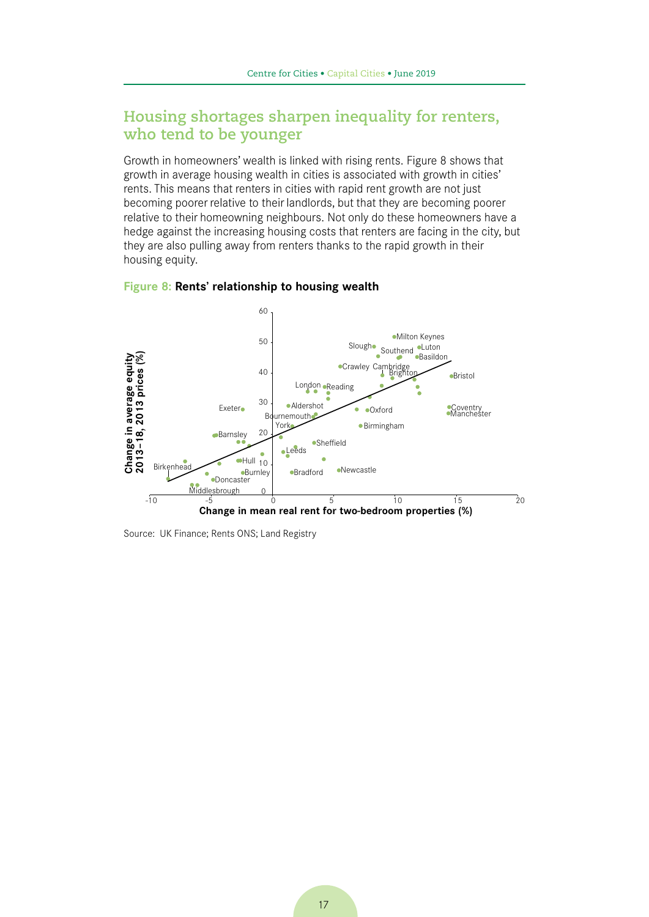## Housing shortages sharpen inequality for renters, who tend to be younger

Growth in homeowners' wealth is linked with rising rents. Figure 8 shows that growth in average housing wealth in cities is associated with growth in cities' rents. This means that renters in cities with rapid rent growth are not just becoming poorer relative to their landlords, but that they are becoming poorer relative to their homeowning neighbours. Not only do these homeowners have a hedge against the increasing housing costs that renters are facing in the city, but they are also pulling away from renters thanks to the rapid growth in their housing equity.

**Figure 8: Rents' relationship to housing wealth**

Source: UK Finance; Rents ONS; Land Registry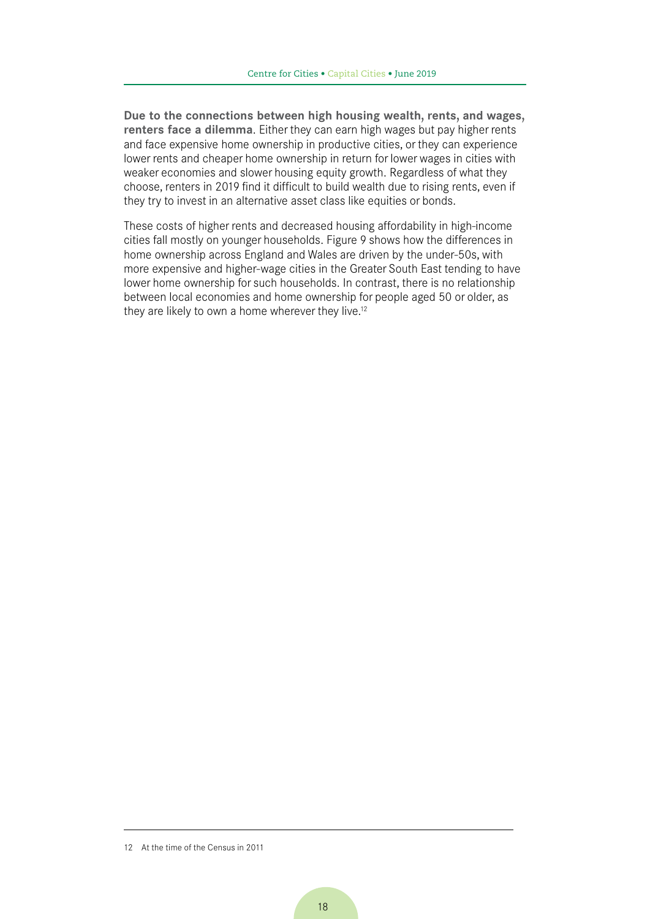**Due to the connections between high housing wealth, rents, and wages, renters face a dilemma**. Either they can earn high wages but pay higher rents and face expensive home ownership in productive cities, or they can experience lower rents and cheaper home ownership in return for lower wages in cities with weaker economies and slower housing equity growth. Regardless of what they choose, renters in 2019 find it difficult to build wealth due to rising rents, even if they try to invest in an alternative asset class like equities or bonds.

These costs of higher rents and decreased housing affordability in high-income cities fall mostly on younger households. Figure 9 shows how the differences in home ownership across England and Wales are driven by the under-50s, with more expensive and higher-wage cities in the Greater South East tending to have lower home ownership for such households. In contrast, there is no relationship between local economies and home ownership for people aged 50 or older, as they are likely to own a home wherever they live.[12]

---

12 At the time of the Census in 2011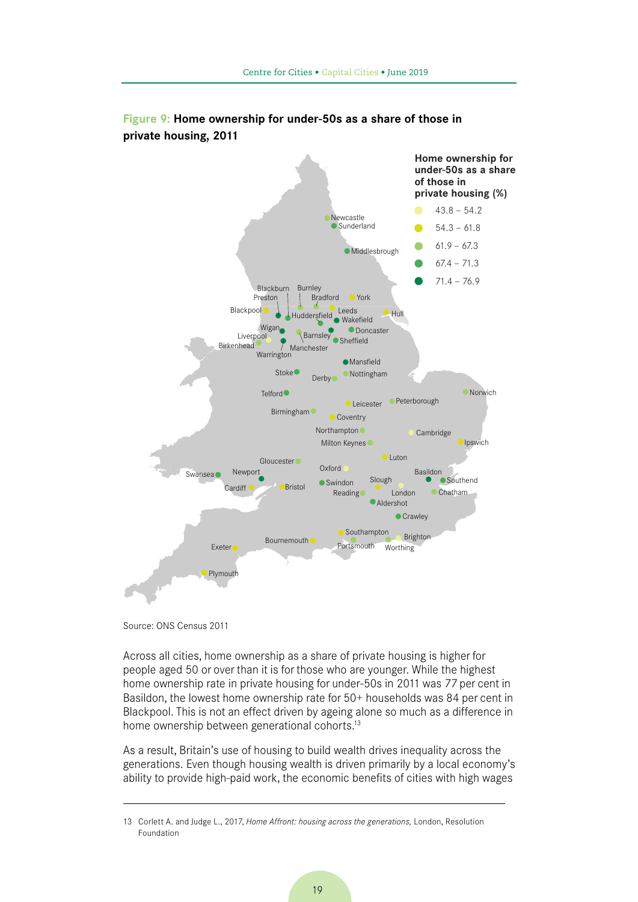**Figure 9: Home ownership for under-50s as a share of those in private housing, 2011**

Home ownership for under-50s as a share of those in private housing (%)

- 43.8 – 54.2
- 54.3 – 61.8
- 61.9 – 67.3
- 67.4 – 71.3
- 71.4 – 76.9

Source: ONS Census 2011

Across all cities, home ownership as a share of private housing is higher for people aged 50 or over than it is for those who are younger. While the highest home ownership rate in private housing for under-50s in 2011 was 77 per cent in Basildon, the lowest home ownership rate for 50+ households was 84 per cent in Blackpool. This is not an effect driven by ageing alone so much as a difference in home ownership between generational cohorts.[13]

As a result, Britain's use of housing to build wealth drives inequality across the generations. Even though housing wealth is driven primarily by a local economy's ability to provide high-paid work, the economic benefits of cities with high wages

13 Corlett A. and Judge L., 2017, *Home Affront: housing across the generations*, London, Resolution Foundation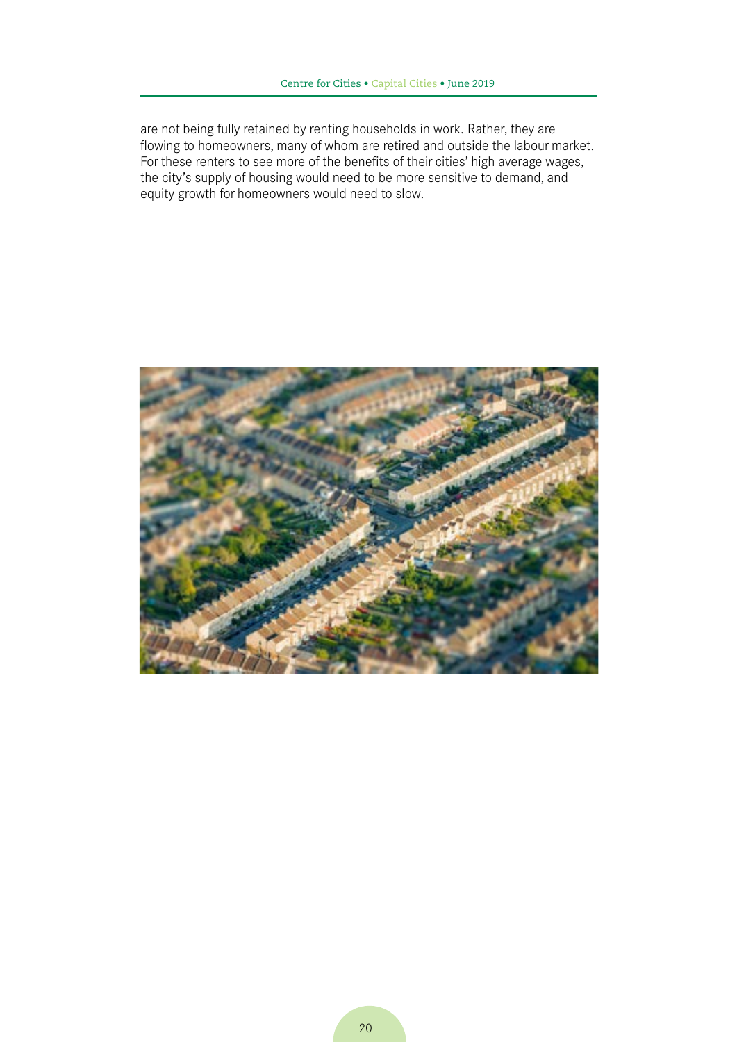are not being fully retained by renting households in work. Rather, they are flowing to homeowners, many of whom are retired and outside the labour market. For these renters to see more of the benefits of their cities' high average wages, the city's supply of housing would need to be more sensitive to demand, and equity growth for homeowners would need to slow.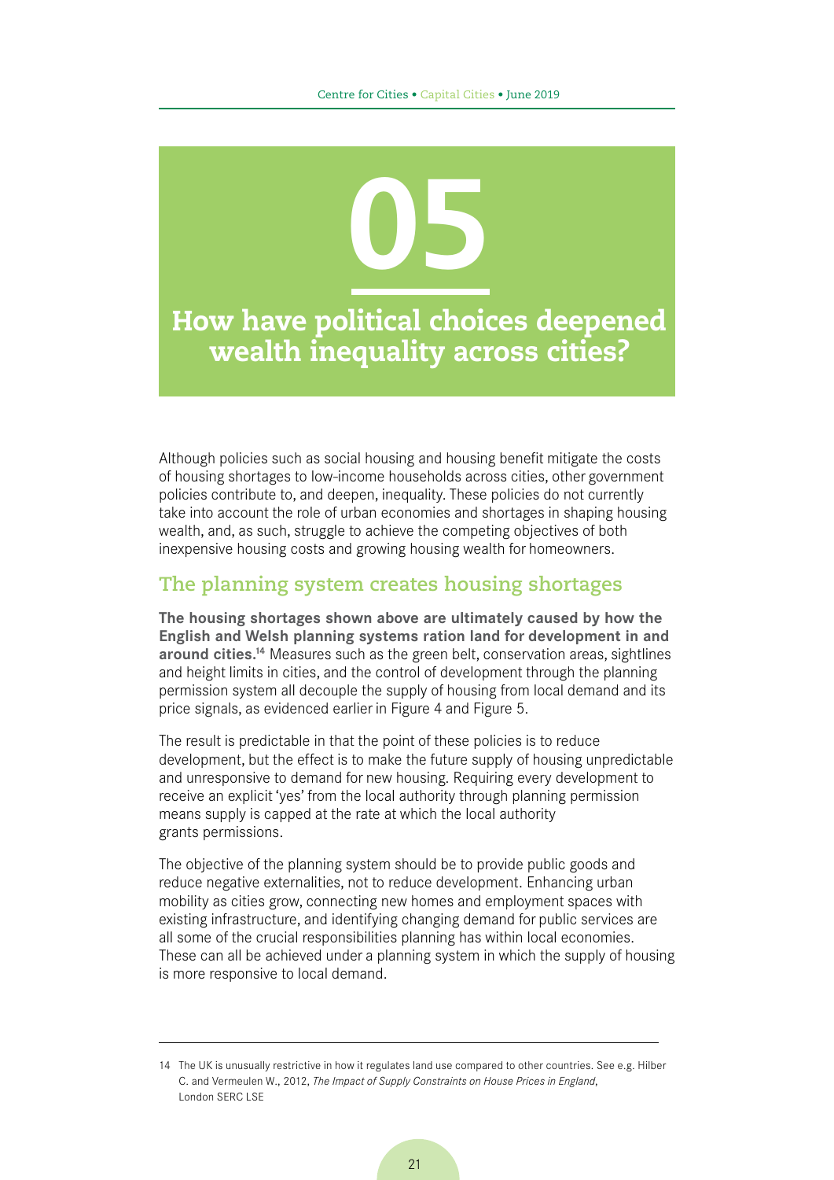# 05

# How have political choices deepened wealth inequality across cities?

Although policies such as social housing and housing benefit mitigate the costs of housing shortages to low-income households across cities, other government policies contribute to, and deepen, inequality. These policies do not currently take into account the role of urban economies and shortages in shaping housing wealth, and, as such, struggle to achieve the competing objectives of both inexpensive housing costs and growing housing wealth for homeowners.

## The planning system creates housing shortages

**The housing shortages shown above are ultimately caused by how the English and Welsh planning systems ration land for development in and around cities.**[14] Measures such as the green belt, conservation areas, sightlines and height limits in cities, and the control of development through the planning permission system all decouple the supply of housing from local demand and its price signals, as evidenced earlier in Figure 4 and Figure 5.

The result is predictable in that the point of these policies is to reduce development, but the effect is to make the future supply of housing unpredictable and unresponsive to demand for new housing. Requiring every development to receive an explicit 'yes' from the local authority through planning permission means supply is capped at the rate at which the local authority grants permissions.

The objective of the planning system should be to provide public goods and reduce negative externalities, not to reduce development. Enhancing urban mobility as cities grow, connecting new homes and employment spaces with existing infrastructure, and identifying changing demand for public services are all some of the crucial responsibilities planning has within local economies. These can all be achieved under a planning system in which the supply of housing is more responsive to local demand.

---

14 The UK is unusually restrictive in how it regulates land use compared to other countries. See e.g. Hilber C. and Vermeulen W., 2012, *The Impact of Supply Constraints on House Prices in England*, London SERC LSE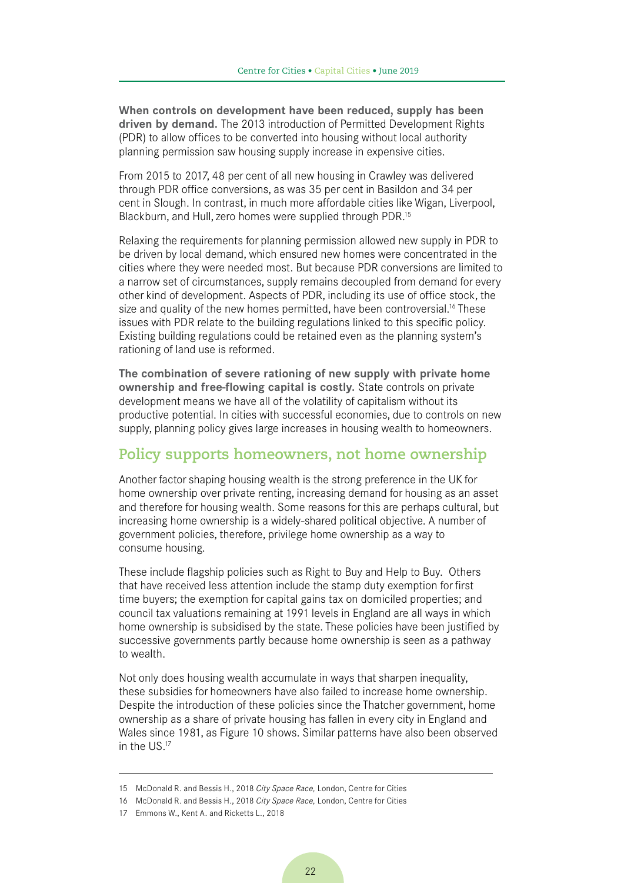**When controls on development have been reduced, supply has been driven by demand.** The 2013 introduction of Permitted Development Rights (PDR) to allow offices to be converted into housing without local authority planning permission saw housing supply increase in expensive cities.

From 2015 to 2017, 48 per cent of all new housing in Crawley was delivered through PDR office conversions, as was 35 per cent in Basildon and 34 per cent in Slough. In contrast, in much more affordable cities like Wigan, Liverpool, Blackburn, and Hull, zero homes were supplied through PDR.[15]

Relaxing the requirements for planning permission allowed new supply in PDR to be driven by local demand, which ensured new homes were concentrated in the cities where they were needed most. But because PDR conversions are limited to a narrow set of circumstances, supply remains decoupled from demand for every other kind of development. Aspects of PDR, including its use of office stock, the size and quality of the new homes permitted, have been controversial.[16] These issues with PDR relate to the building regulations linked to this specific policy. Existing building regulations could be retained even as the planning system's rationing of land use is reformed.

**The combination of severe rationing of new supply with private home ownership and free-flowing capital is costly.** State controls on private development means we have all of the volatility of capitalism without its productive potential. In cities with successful economies, due to controls on new supply, planning policy gives large increases in housing wealth to homeowners.

## Policy supports homeowners, not home ownership

Another factor shaping housing wealth is the strong preference in the UK for home ownership over private renting, increasing demand for housing as an asset and therefore for housing wealth. Some reasons for this are perhaps cultural, but increasing home ownership is a widely-shared political objective. A number of government policies, therefore, privilege home ownership as a way to consume housing.

These include flagship policies such as Right to Buy and Help to Buy. Others that have received less attention include the stamp duty exemption for first time buyers; the exemption for capital gains tax on domiciled properties; and council tax valuations remaining at 1991 levels in England are all ways in which home ownership is subsidised by the state. These policies have been justified by successive governments partly because home ownership is seen as a pathway to wealth.

Not only does housing wealth accumulate in ways that sharpen inequality, these subsidies for homeowners have also failed to increase home ownership. Despite the introduction of these policies since the Thatcher government, home ownership as a share of private housing has fallen in every city in England and Wales since 1981, as Figure 10 shows. Similar patterns have also been observed in the US.[17]

---

15 McDonald R. and Bessis H., 2018 *City Space Race,* London, Centre for Cities

16 McDonald R. and Bessis H., 2018 *City Space Race,* London, Centre for Cities

17 Emmons W., Kent A. and Ricketts L., 2018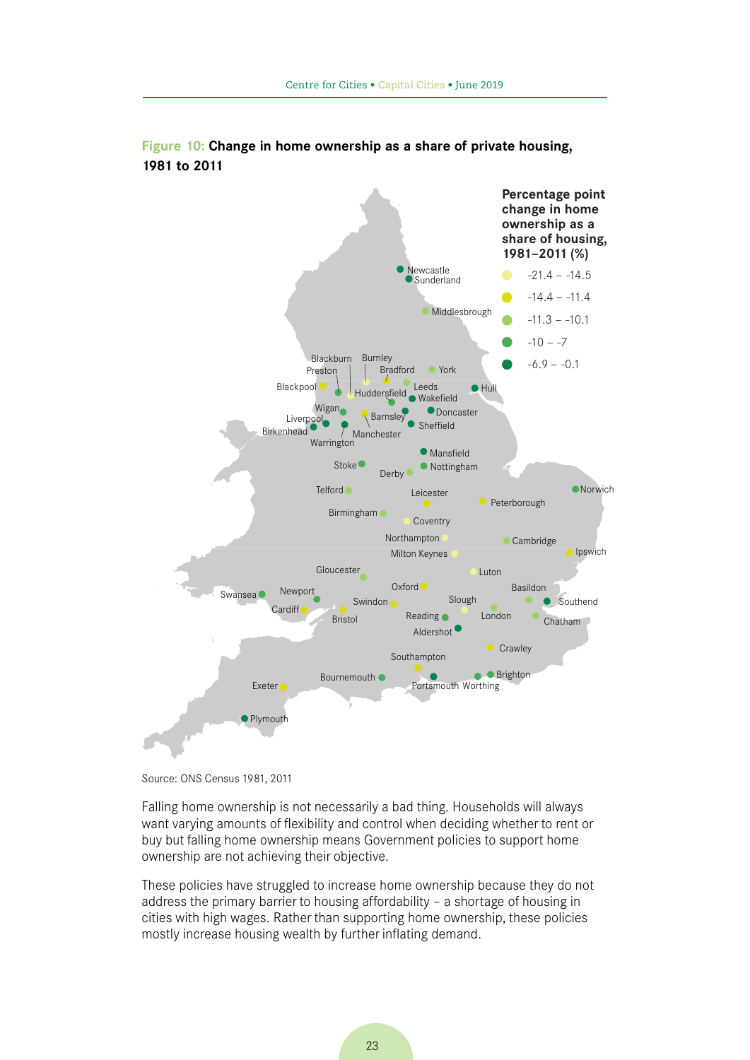**Figure 10: Change in home ownership as a share of private housing, 1981 to 2011**

Source: ONS Census 1981, 2011

Falling home ownership is not necessarily a bad thing. Households will always want varying amounts of flexibility and control when deciding whether to rent or buy but falling home ownership means Government policies to support home ownership are not achieving their objective.

These policies have struggled to increase home ownership because they do not address the primary barrier to housing affordability – a shortage of housing in cities with high wages. Rather than supporting home ownership, these policies mostly increase housing wealth by further inflating demand.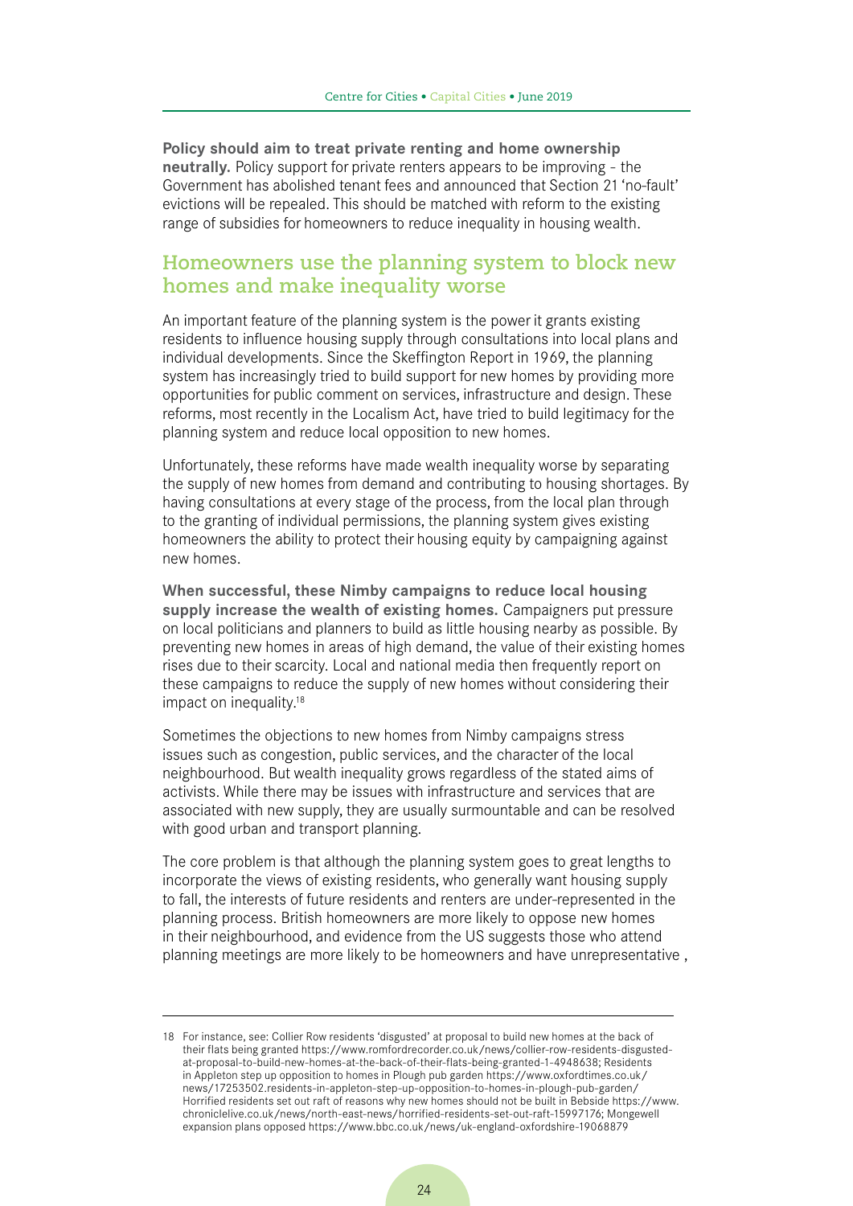**Policy should aim to treat private renting and home ownership neutrally.** Policy support for private renters appears to be improving - the Government has abolished tenant fees and announced that Section 21 'no-fault' evictions will be repealed. This should be matched with reform to the existing range of subsidies for homeowners to reduce inequality in housing wealth.

## Homeowners use the planning system to block new homes and make inequality worse

An important feature of the planning system is the power it grants existing residents to influence housing supply through consultations into local plans and individual developments. Since the Skeffington Report in 1969, the planning system has increasingly tried to build support for new homes by providing more opportunities for public comment on services, infrastructure and design. These reforms, most recently in the Localism Act, have tried to build legitimacy for the planning system and reduce local opposition to new homes.

Unfortunately, these reforms have made wealth inequality worse by separating the supply of new homes from demand and contributing to housing shortages. By having consultations at every stage of the process, from the local plan through to the granting of individual permissions, the planning system gives existing homeowners the ability to protect their housing equity by campaigning against new homes.

**When successful, these Nimby campaigns to reduce local housing supply increase the wealth of existing homes.** Campaigners put pressure on local politicians and planners to build as little housing nearby as possible. By preventing new homes in areas of high demand, the value of their existing homes rises due to their scarcity. Local and national media then frequently report on these campaigns to reduce the supply of new homes without considering their impact on inequality.[18]

Sometimes the objections to new homes from Nimby campaigns stress issues such as congestion, public services, and the character of the local neighbourhood. But wealth inequality grows regardless of the stated aims of activists. While there may be issues with infrastructure and services that are associated with new supply, they are usually surmountable and can be resolved with good urban and transport planning.

The core problem is that although the planning system goes to great lengths to incorporate the views of existing residents, who generally want housing supply to fall, the interests of future residents and renters are under-represented in the planning process. British homeowners are more likely to oppose new homes in their neighbourhood, and evidence from the US suggests those who attend planning meetings are more likely to be homeowners and have unrepresentative ,

---

18 For instance, see: Collier Row residents 'disgusted' at proposal to build new homes at the back of their flats being granted https://www.romfordrecorder.co.uk/news/collier-row-residents-disgusted-at-proposal-to-build-new-homes-at-the-back-of-their-flats-being-granted-1-4948638; Residents in Appleton step up opposition to homes in Plough pub garden https://www.oxfordtimes.co.uk/news/17253502.residents-in-appleton-step-up-opposition-to-homes-in-plough-pub-garden/ Horrified residents set out raft of reasons why new homes should not be built in Bebside https://www.chroniclelive.co.uk/news/north-east-news/horrified-residents-set-out-raft-15997176; Mongewell expansion plans opposed https://www.bbc.co.uk/news/uk-england-oxfordshire-19068879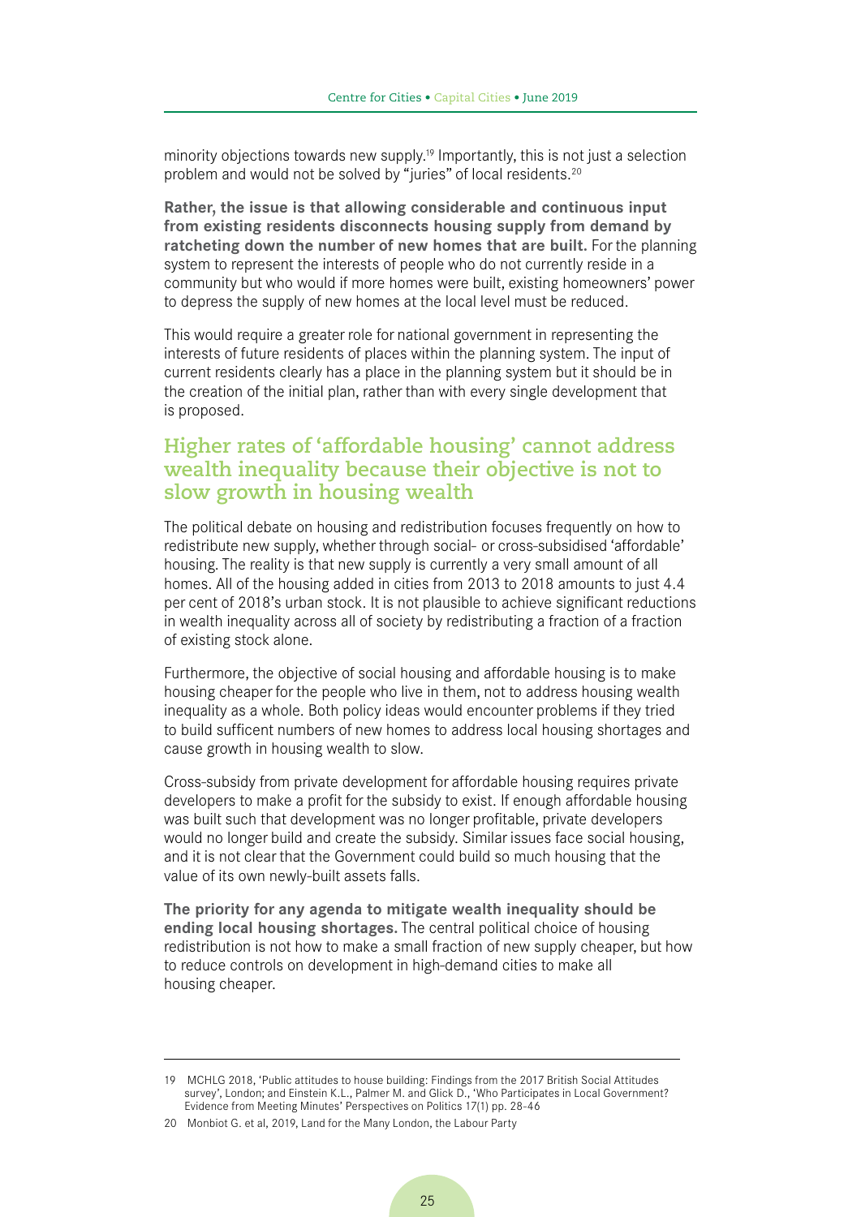minority objections towards new supply.[19] Importantly, this is not just a selection problem and would not be solved by "juries" of local residents.[20]

**Rather, the issue is that allowing considerable and continuous input from existing residents disconnects housing supply from demand by ratcheting down the number of new homes that are built.** For the planning system to represent the interests of people who do not currently reside in a community but who would if more homes were built, existing homeowners' power to depress the supply of new homes at the local level must be reduced.

This would require a greater role for national government in representing the interests of future residents of places within the planning system. The input of current residents clearly has a place in the planning system but it should be in the creation of the initial plan, rather than with every single development that is proposed.

## Higher rates of 'affordable housing' cannot address wealth inequality because their objective is not to slow growth in housing wealth

The political debate on housing and redistribution focuses frequently on how to redistribute new supply, whether through social- or cross-subsidised 'affordable' housing. The reality is that new supply is currently a very small amount of all homes. All of the housing added in cities from 2013 to 2018 amounts to just 4.4 per cent of 2018's urban stock. It is not plausible to achieve significant reductions in wealth inequality across all of society by redistributing a fraction of a fraction of existing stock alone.

Furthermore, the objective of social housing and affordable housing is to make housing cheaper for the people who live in them, not to address housing wealth inequality as a whole. Both policy ideas would encounter problems if they tried to build suffcent numbers of new homes to address local housing shortages and cause growth in housing wealth to slow.

Cross-subsidy from private development for affordable housing requires private developers to make a profit for the subsidy to exist. If enough affordable housing was built such that development was no longer profitable, private developers would no longer build and create the subsidy. Similar issues face social housing, and it is not clear that the Government could build so much housing that the value of its own newly-built assets falls.

**The priority for any agenda to mitigate wealth inequality should be ending local housing shortages.** The central political choice of housing redistribution is not how to make a small fraction of new supply cheaper, but how to reduce controls on development in high-demand cities to make all housing cheaper.

---

19 MCHLG 2018, 'Public attitudes to house building: Findings from the 2017 British Social Attitudes survey', London; and Einstein K.L., Palmer M. and Glick D., 'Who Participates in Local Government? Evidence from Meeting Minutes' Perspectives on Politics 17(1) pp. 28-46

20 Monbiot G. et al, 2019, Land for the Many London, the Labour Party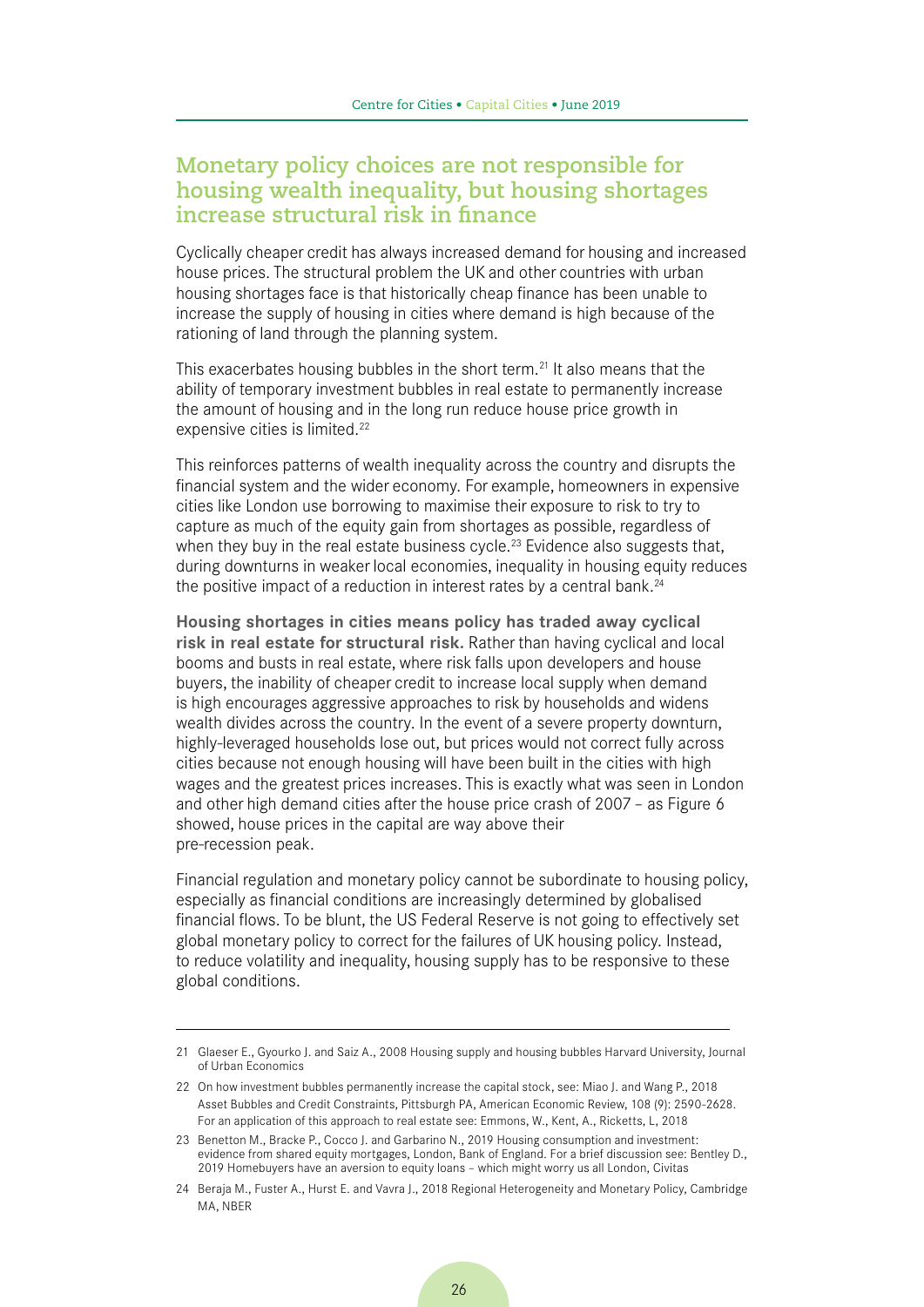## Monetary policy choices are not responsible for housing wealth inequality, but housing shortages increase structural risk in finance

Cyclically cheaper credit has always increased demand for housing and increased house prices. The structural problem the UK and other countries with urban housing shortages face is that historically cheap finance has been unable to increase the supply of housing in cities where demand is high because of the rationing of land through the planning system.

This exacerbates housing bubbles in the short term.[21] It also means that the ability of temporary investment bubbles in real estate to permanently increase the amount of housing and in the long run reduce house price growth in expensive cities is limited.[22]

This reinforces patterns of wealth inequality across the country and disrupts the financial system and the wider economy. For example, homeowners in expensive cities like London use borrowing to maximise their exposure to risk to try to capture as much of the equity gain from shortages as possible, regardless of when they buy in the real estate business cycle.[23] Evidence also suggests that, during downturns in weaker local economies, inequality in housing equity reduces the positive impact of a reduction in interest rates by a central bank.[24]

**Housing shortages in cities means policy has traded away cyclical risk in real estate for structural risk.** Rather than having cyclical and local booms and busts in real estate, where risk falls upon developers and house buyers, the inability of cheaper credit to increase local supply when demand is high encourages aggressive approaches to risk by households and widens wealth divides across the country. In the event of a severe property downturn, highly-leveraged households lose out, but prices would not correct fully across cities because not enough housing will have been built in the cities with high wages and the greatest prices increases. This is exactly what was seen in London and other high demand cities after the house price crash of 2007 – as Figure 6 showed, house prices in the capital are way above their pre-recession peak.

Financial regulation and monetary policy cannot be subordinate to housing policy, especially as financial conditions are increasingly determined by globalised financial flows. To be blunt, the US Federal Reserve is not going to effectively set global monetary policy to correct for the failures of UK housing policy. Instead, to reduce volatility and inequality, housing supply has to be responsive to these global conditions.

---

21 Glaeser E., Gyourko J. and Saiz A., 2008 Housing supply and housing bubbles Harvard University, Journal of Urban Economics

22 On how investment bubbles permanently increase the capital stock, see: Miao J. and Wang P., 2018 Asset Bubbles and Credit Constraints, Pittsburgh PA, American Economic Review, 108 (9): 2590-2628. For an application of this approach to real estate see: Emmons, W., Kent, A., Ricketts, L, 2018

23 Benetton M., Bracke P., Cocco J. and Garbarino N., 2019 Housing consumption and investment: evidence from shared equity mortgages, London, Bank of England. For a brief discussion see: Bentley D., 2019 Homebuyers have an aversion to equity loans – which might worry us all London, Civitas

24 Beraja M., Fuster A., Hurst E. and Vavra J., 2018 Regional Heterogeneity and Monetary Policy, Cambridge MA, NBER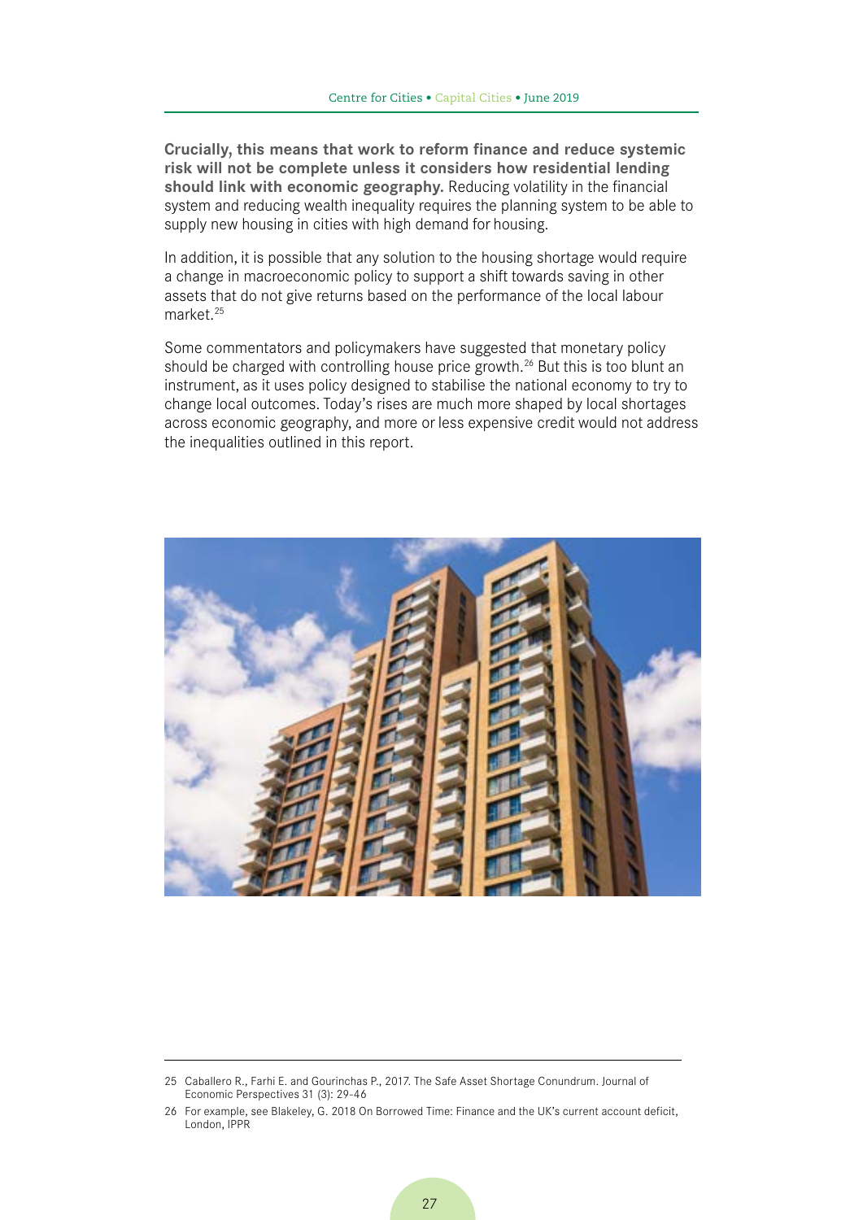**Crucially, this means that work to reform finance and reduce systemic risk will not be complete unless it considers how residential lending should link with economic geography.** Reducing volatility in the financial system and reducing wealth inequality requires the planning system to be able to supply new housing in cities with high demand for housing.

In addition, it is possible that any solution to the housing shortage would require a change in macroeconomic policy to support a shift towards saving in other assets that do not give returns based on the performance of the local labour market.[25]

Some commentators and policymakers have suggested that monetary policy should be charged with controlling house price growth.[26] But this is too blunt an instrument, as it uses policy designed to stabilise the national economy to try to change local outcomes. Today's rises are much more shaped by local shortages across economic geography, and more or less expensive credit would not address the inequalities outlined in this report.

---

25 Caballero R., Farhi E. and Gourinchas P., 2017. The Safe Asset Shortage Conundrum. Journal of Economic Perspectives 31 (3): 29-46

26 For example, see Blakeley, G. 2018 On Borrowed Time: Finance and the UK's current account deficit, London, IPPR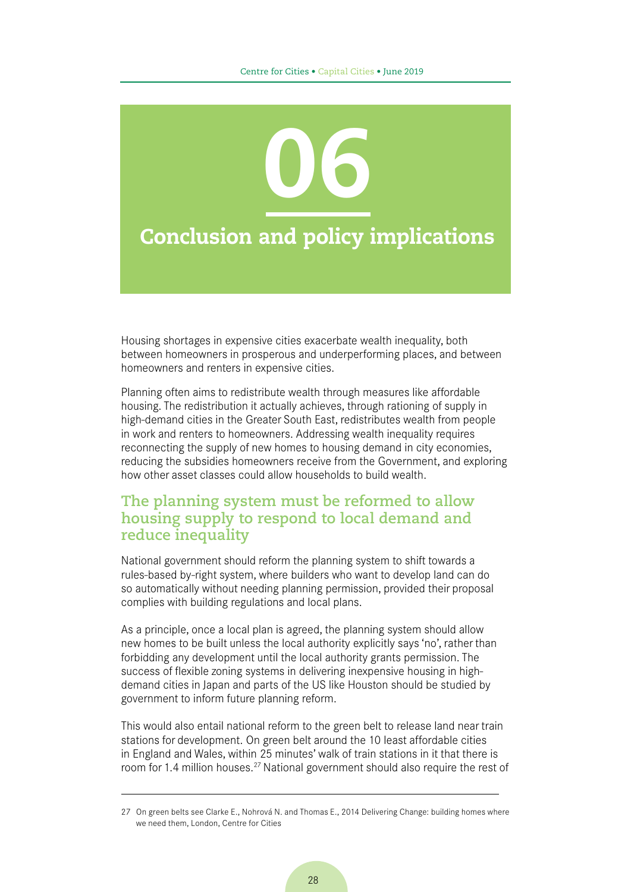# 06

# Conclusion and policy implications

Housing shortages in expensive cities exacerbate wealth inequality, both between homeowners in prosperous and underperforming places, and between homeowners and renters in expensive cities.

Planning often aims to redistribute wealth through measures like affordable housing. The redistribution it actually achieves, through rationing of supply in high-demand cities in the Greater South East, redistributes wealth from people in work and renters to homeowners. Addressing wealth inequality requires reconnecting the supply of new homes to housing demand in city economies, reducing the subsidies homeowners receive from the Government, and exploring how other asset classes could allow households to build wealth.

## The planning system must be reformed to allow housing supply to respond to local demand and reduce inequality

National government should reform the planning system to shift towards a rules-based by-right system, where builders who want to develop land can do so automatically without needing planning permission, provided their proposal complies with building regulations and local plans.

As a principle, once a local plan is agreed, the planning system should allow new homes to be built unless the local authority explicitly says 'no', rather than forbidding any development until the local authority grants permission. The success of flexible zoning systems in delivering inexpensive housing in high-demand cities in Japan and parts of the US like Houston should be studied by government to inform future planning reform.

This would also entail national reform to the green belt to release land near train stations for development. On green belt around the 10 least affordable cities in England and Wales, within 25 minutes' walk of train stations in it that there is room for 1.4 million houses.[27] National government should also require the rest of

27 On green belts see Clarke E., Nohrová N. and Thomas E., 2014 Delivering Change: building homes where we need them, London, Centre for Cities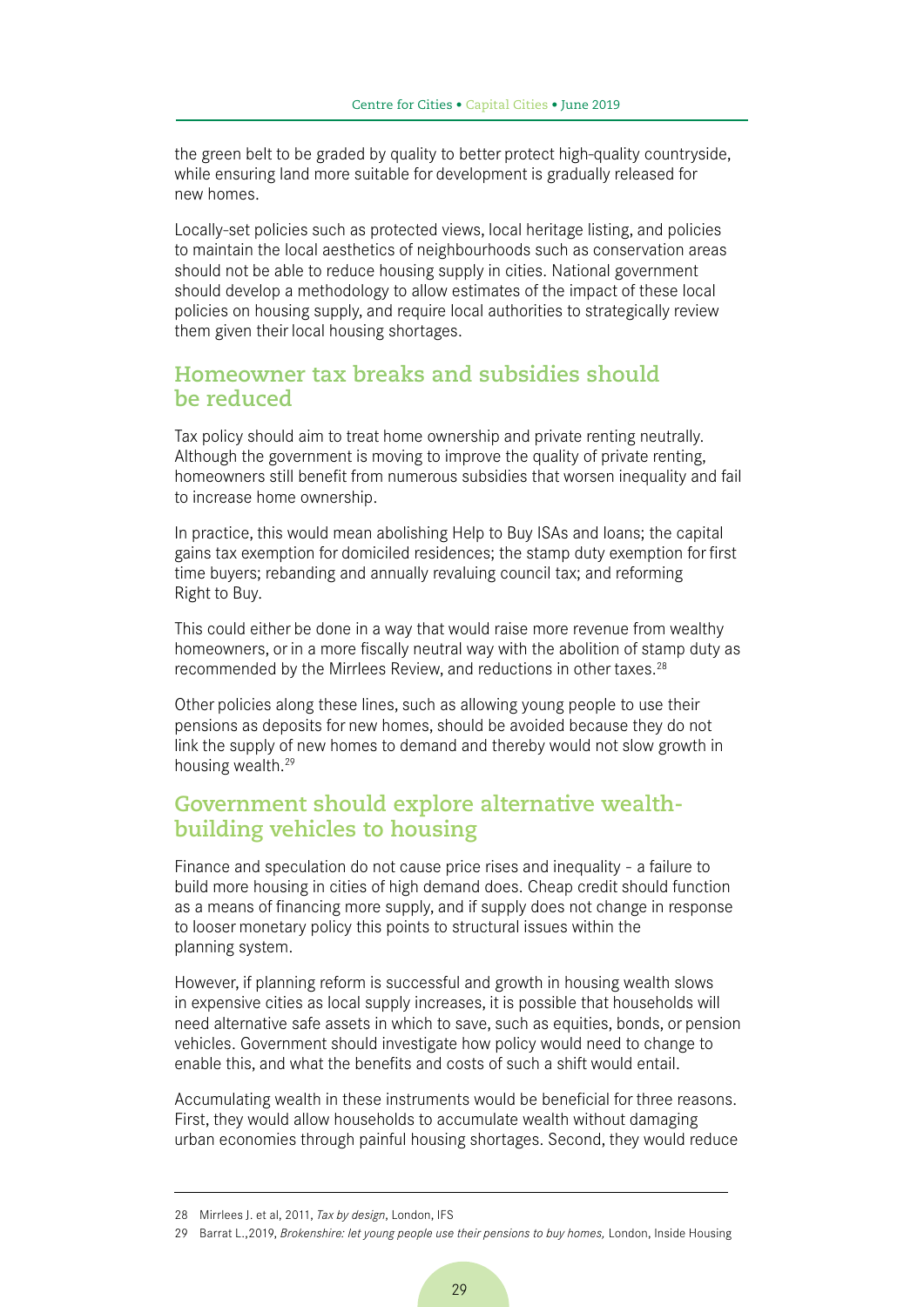the green belt to be graded by quality to better protect high-quality countryside, while ensuring land more suitable for development is gradually released for new homes.

Locally-set policies such as protected views, local heritage listing, and policies to maintain the local aesthetics of neighbourhoods such as conservation areas should not be able to reduce housing supply in cities. National government should develop a methodology to allow estimates of the impact of these local policies on housing supply, and require local authorities to strategically review them given their local housing shortages.

## Homeowner tax breaks and subsidies should be reduced

Tax policy should aim to treat home ownership and private renting neutrally. Although the government is moving to improve the quality of private renting, homeowners still benefit from numerous subsidies that worsen inequality and fail to increase home ownership.

In practice, this would mean abolishing Help to Buy ISAs and loans; the capital gains tax exemption for domiciled residences; the stamp duty exemption for first time buyers; rebanding and annually revaluing council tax; and reforming Right to Buy.

This could either be done in a way that would raise more revenue from wealthy homeowners, or in a more fiscally neutral way with the abolition of stamp duty as recommended by the Mirrlees Review, and reductions in other taxes.[28]

Other policies along these lines, such as allowing young people to use their pensions as deposits for new homes, should be avoided because they do not link the supply of new homes to demand and thereby would not slow growth in housing wealth.[29]

## Government should explore alternative wealth-building vehicles to housing

Finance and speculation do not cause price rises and inequality - a failure to build more housing in cities of high demand does. Cheap credit should function as a means of financing more supply, and if supply does not change in response to looser monetary policy this points to structural issues within the planning system.

However, if planning reform is successful and growth in housing wealth slows in expensive cities as local supply increases, it is possible that households will need alternative safe assets in which to save, such as equities, bonds, or pension vehicles. Government should investigate how policy would need to change to enable this, and what the benefits and costs of such a shift would entail.

Accumulating wealth in these instruments would be beneficial for three reasons. First, they would allow households to accumulate wealth without damaging urban economies through painful housing shortages. Second, they would reduce

---

28 Mirrlees J. et al, 2011, *Tax by design*, London, IFS

29 Barrat L.,2019, *Brokenshire: let young people use their pensions to buy homes,* London, Inside Housing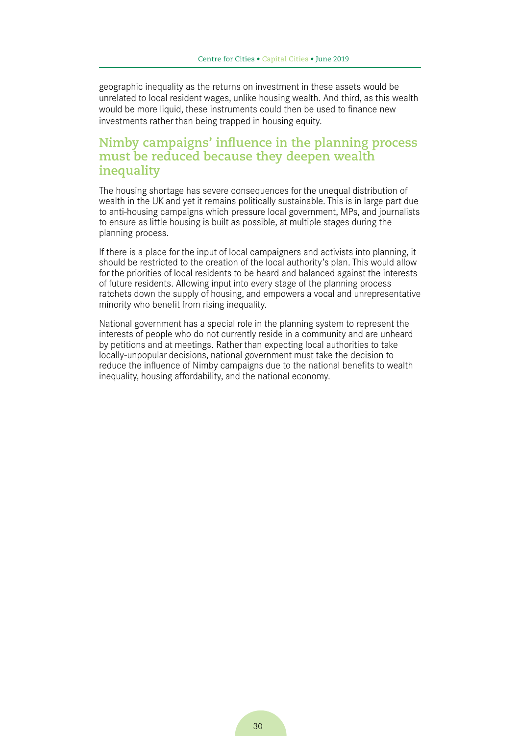geographic inequality as the returns on investment in these assets would be unrelated to local resident wages, unlike housing wealth. And third, as this wealth would be more liquid, these instruments could then be used to finance new investments rather than being trapped in housing equity.

## Nimby campaigns' influence in the planning process must be reduced because they deepen wealth inequality

The housing shortage has severe consequences for the unequal distribution of wealth in the UK and yet it remains politically sustainable. This is in large part due to anti-housing campaigns which pressure local government, MPs, and journalists to ensure as little housing is built as possible, at multiple stages during the planning process.

If there is a place for the input of local campaigners and activists into planning, it should be restricted to the creation of the local authority's plan. This would allow for the priorities of local residents to be heard and balanced against the interests of future residents. Allowing input into every stage of the planning process ratchets down the supply of housing, and empowers a vocal and unrepresentative minority who benefit from rising inequality.

National government has a special role in the planning system to represent the interests of people who do not currently reside in a community and are unheard by petitions and at meetings. Rather than expecting local authorities to take locally-unpopular decisions, national government must take the decision to reduce the influence of Nimby campaigns due to the national benefits to wealth inequality, housing affordability, and the national economy.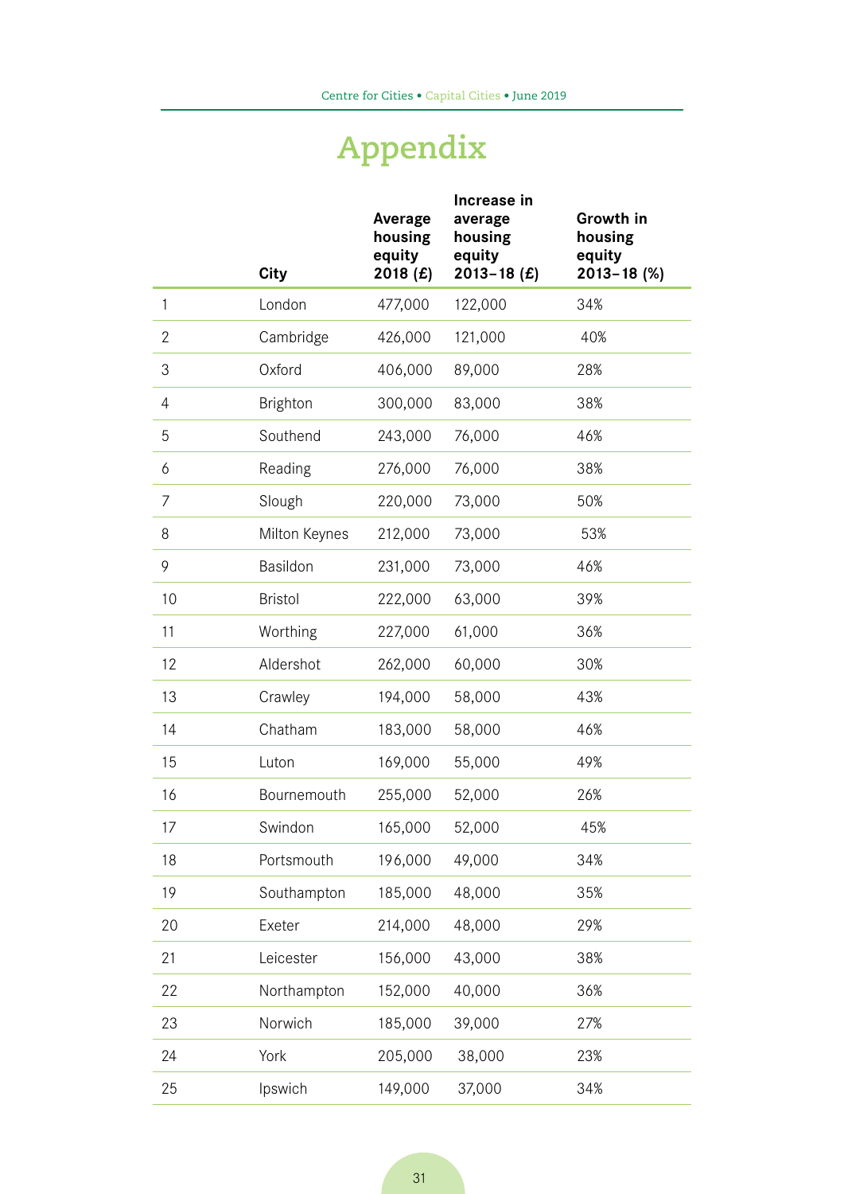# Appendix

| | City | Average housing equity 2018 (£) | Increase in average housing equity 2013–18 (£) | Growth in housing equity 2013–18 (%) |
|---|---|---|---|---|
| 1 | London | 477,000 | 122,000 | 34% |
| 2 | Cambridge | 426,000 | 121,000 | 40% |
| 3 | Oxford | 406,000 | 89,000 | 28% |
| 4 | Brighton | 300,000 | 83,000 | 38% |
| 5 | Southend | 243,000 | 76,000 | 46% |
| 6 | Reading | 276,000 | 76,000 | 38% |
| 7 | Slough | 220,000 | 73,000 | 50% |
| 8 | Milton Keynes | 212,000 | 73,000 | 53% |
| 9 | Basildon | 231,000 | 73,000 | 46% |
| 10 | Bristol | 222,000 | 63,000 | 39% |
| 11 | Worthing | 227,000 | 61,000 | 36% |
| 12 | Aldershot | 262,000 | 60,000 | 30% |
| 13 | Crawley | 194,000 | 58,000 | 43% |
| 14 | Chatham | 183,000 | 58,000 | 46% |
| 15 | Luton | 169,000 | 55,000 | 49% |
| 16 | Bournemouth | 255,000 | 52,000 | 26% |
| 17 | Swindon | 165,000 | 52,000 | 45% |
| 18 | Portsmouth | 196,000 | 49,000 | 34% |
| 19 | Southampton | 185,000 | 48,000 | 35% |
| 20 | Exeter | 214,000 | 48,000 | 29% |
| 21 | Leicester | 156,000 | 43,000 | 38% |
| 22 | Northampton | 152,000 | 40,000 | 36% |
| 23 | Norwich | 185,000 | 39,000 | 27% |
| 24 | York | 205,000 | 38,000 | 23% |
| 25 | Ipswich | 149,000 | 37,000 | 34% |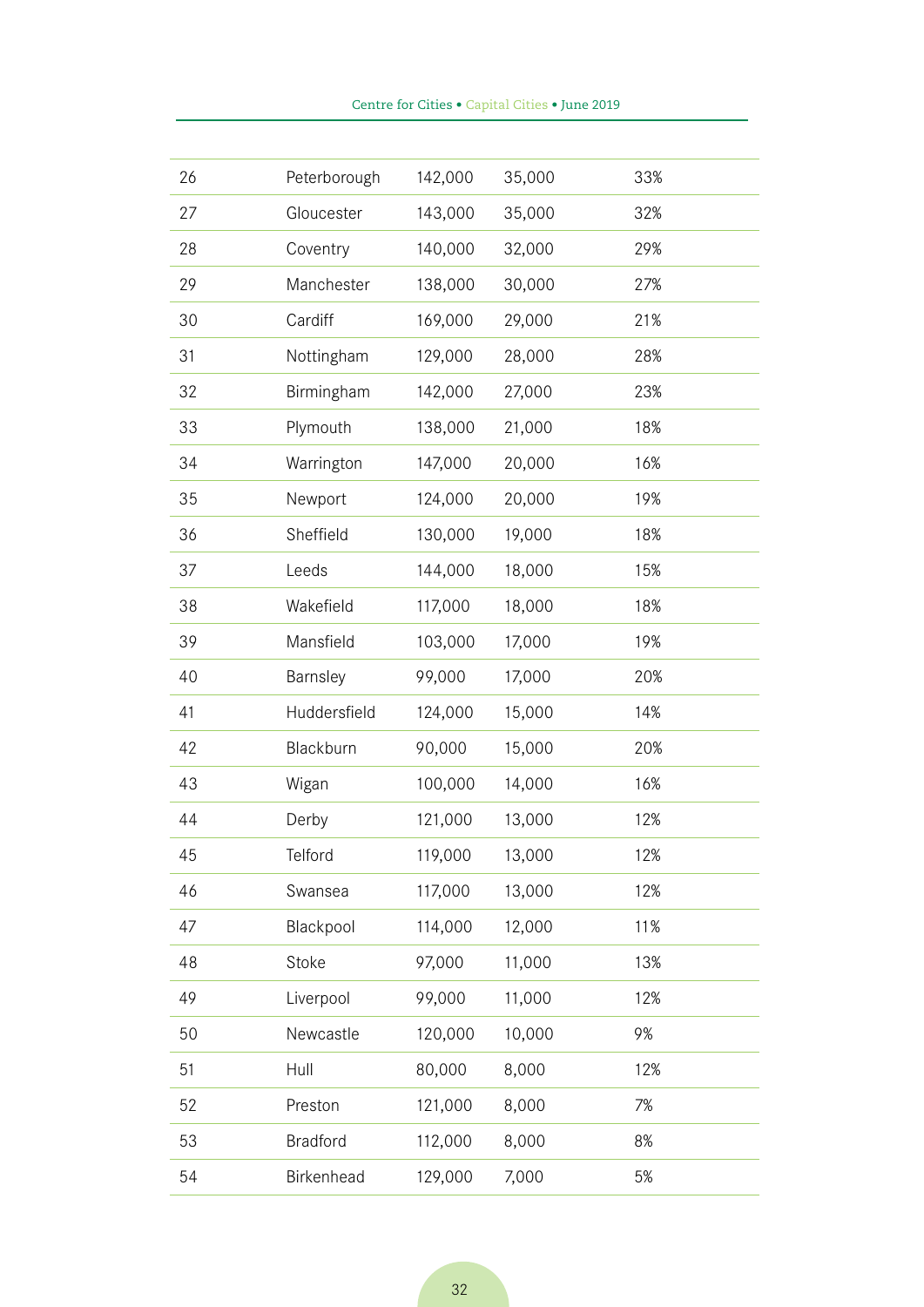| | | | | |
|---|---|---|---|---|
| 26 | Peterborough | 142,000 | 35,000 | 33% |
| 27 | Gloucester | 143,000 | 35,000 | 32% |
| 28 | Coventry | 140,000 | 32,000 | 29% |
| 29 | Manchester | 138,000 | 30,000 | 27% |
| 30 | Cardiff | 169,000 | 29,000 | 21% |
| 31 | Nottingham | 129,000 | 28,000 | 28% |
| 32 | Birmingham | 142,000 | 27,000 | 23% |
| 33 | Plymouth | 138,000 | 21,000 | 18% |
| 34 | Warrington | 147,000 | 20,000 | 16% |
| 35 | Newport | 124,000 | 20,000 | 19% |
| 36 | Sheffield | 130,000 | 19,000 | 18% |
| 37 | Leeds | 144,000 | 18,000 | 15% |
| 38 | Wakefield | 117,000 | 18,000 | 18% |
| 39 | Mansfield | 103,000 | 17,000 | 19% |
| 40 | Barnsley | 99,000 | 17,000 | 20% |
| 41 | Huddersfield | 124,000 | 15,000 | 14% |
| 42 | Blackburn | 90,000 | 15,000 | 20% |
| 43 | Wigan | 100,000 | 14,000 | 16% |
| 44 | Derby | 121,000 | 13,000 | 12% |
| 45 | Telford | 119,000 | 13,000 | 12% |
| 46 | Swansea | 117,000 | 13,000 | 12% |
| 47 | Blackpool | 114,000 | 12,000 | 11% |
| 48 | Stoke | 97,000 | 11,000 | 13% |
| 49 | Liverpool | 99,000 | 11,000 | 12% |
| 50 | Newcastle | 120,000 | 10,000 | 9% |
| 51 | Hull | 80,000 | 8,000 | 12% |
| 52 | Preston | 121,000 | 8,000 | 7% |
| 53 | Bradford | 112,000 | 8,000 | 8% |
| 54 | Birkenhead | 129,000 | 7,000 | 5% |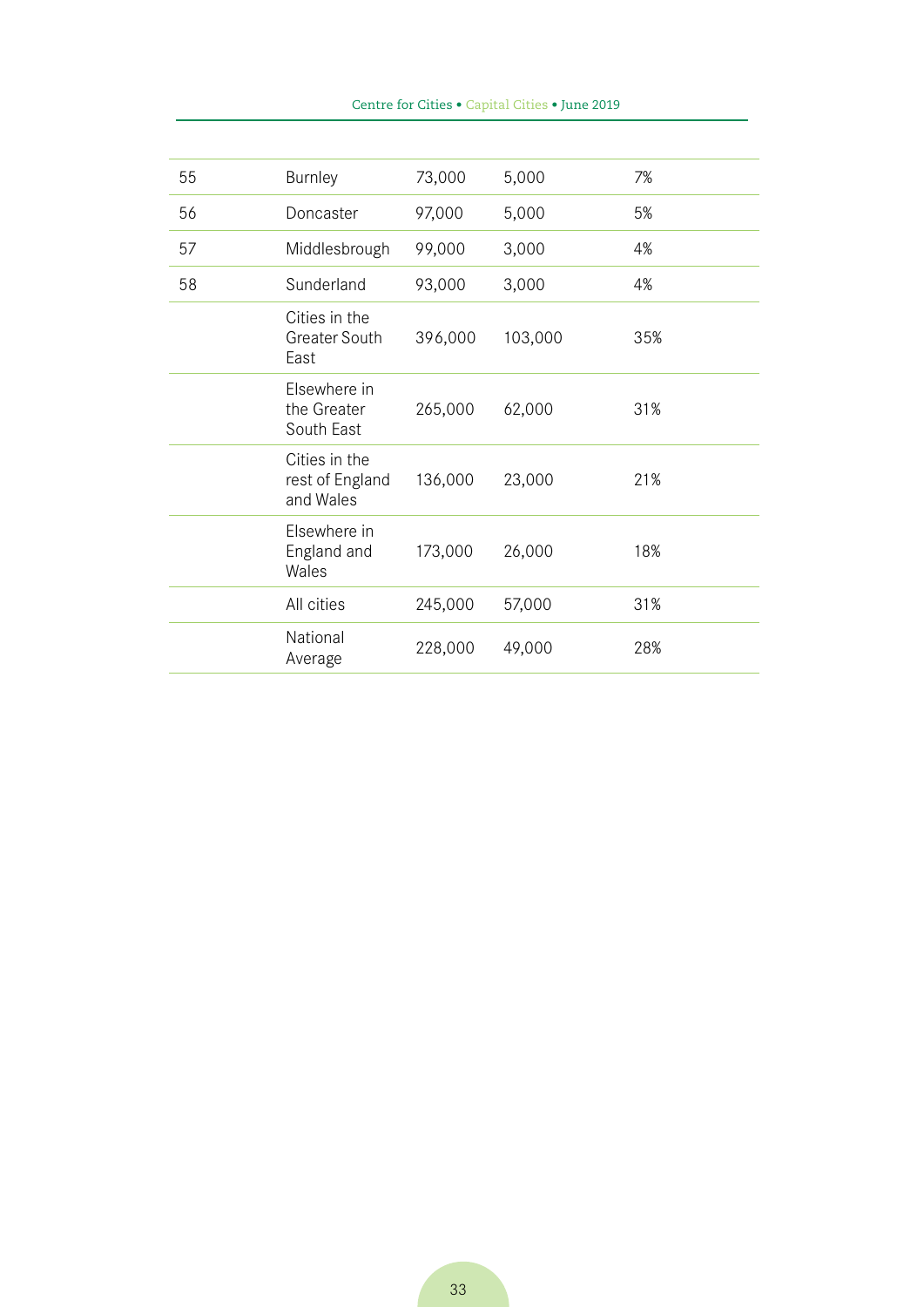| | | | | |
|---|---|---|---|---|
| 55 | Burnley | 73,000 | 5,000 | 7% |
| 56 | Doncaster | 97,000 | 5,000 | 5% |
| 57 | Middlesbrough | 99,000 | 3,000 | 4% |
| 58 | Sunderland | 93,000 | 3,000 | 4% |
| | Cities in the Greater South East | 396,000 | 103,000 | 35% |
| | Elsewhere in the Greater South East | 265,000 | 62,000 | 31% |
| | Cities in the rest of England and Wales | 136,000 | 23,000 | 21% |
| | Elsewhere in England and Wales | 173,000 | 26,000 | 18% |
| | All cities | 245,000 | 57,000 | 31% |
| | National Average | 228,000 | 49,000 | 28% |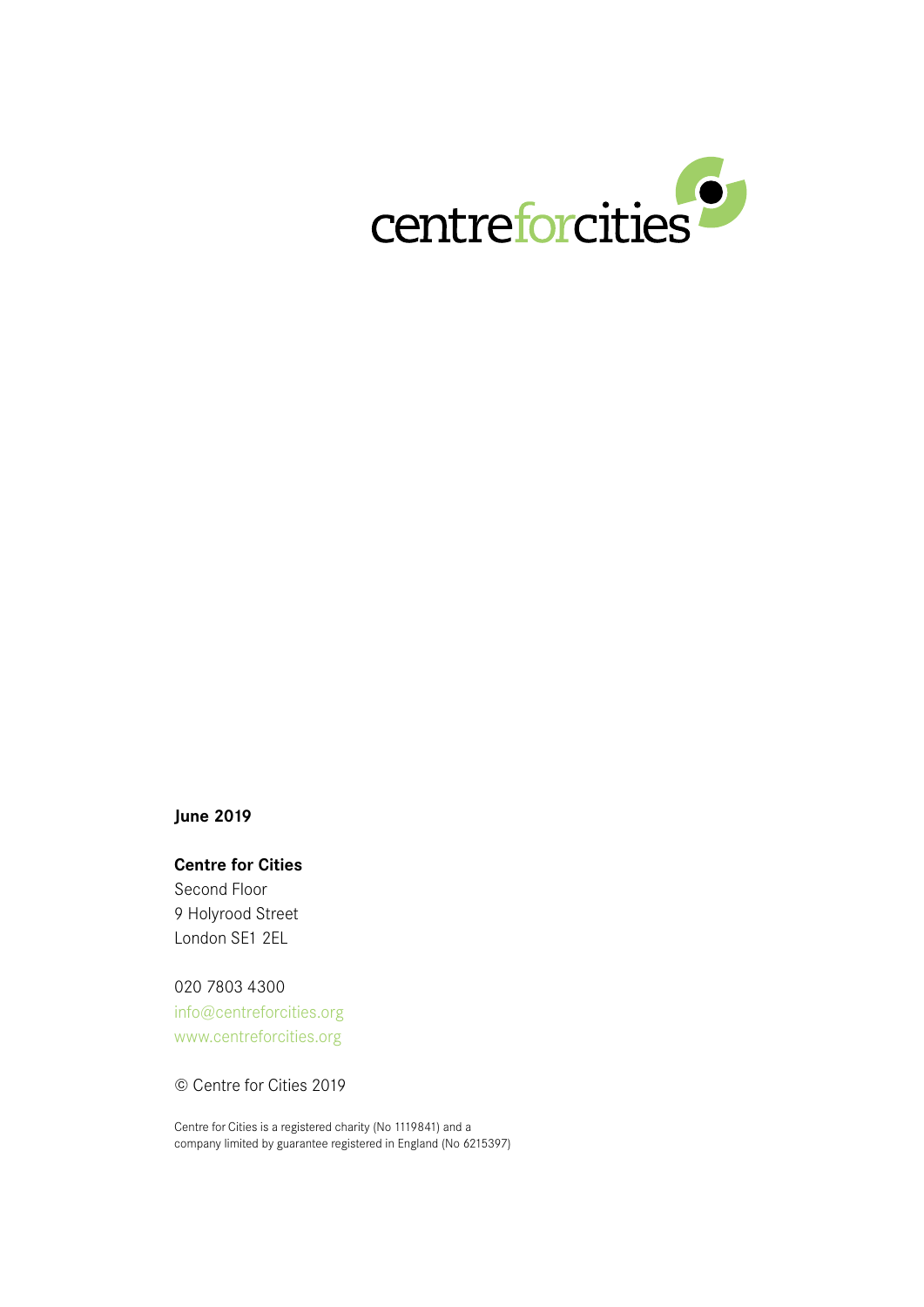centreforcities

**June 2019**

**Centre for Cities**
Second Floor
9 Holyrood Street
London SE1 2EL

020 7803 4300
info@centreforcities.org
www.centreforcities.org

© Centre for Cities 2019

Centre for Cities is a registered charity (No 1119841) and a company limited by guarantee registered in England (No 6215397)